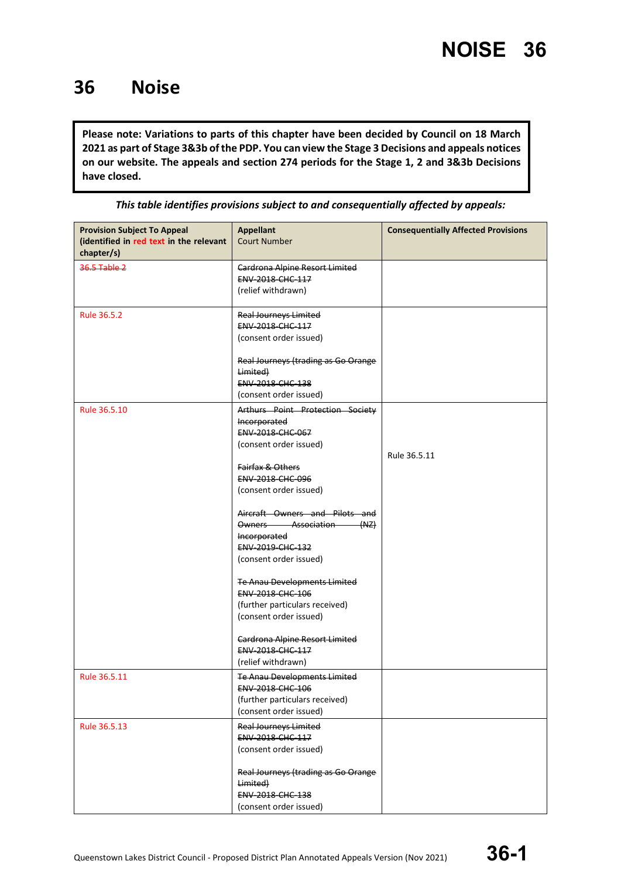# 36 Noise

**Please note: Variations to parts of this chapter have been decided by Council on 18 March 2021 as part of Stage 3&3b of the PDP. You can view the Stage 3 Decisions and appeals notices on our website. The appeals and section 274 periods for the Stage 1, 2 and 3&3b Decisions have closed.**

***This table identifies provisions subject to and consequentially affected by appeals:***

| **Provision Subject To Appeal (identified in red text in the relevant chapter/s)** | **Appellant** Court Number | **Consequentially Affected Provisions** |
|---|---|---|
| ~~36.5 Table 2~~ | ~~Cardrona Alpine Resort Limited~~ ~~ENV-2018-CHC-117~~ (relief withdrawn) | |
| Rule 36.5.2 | ~~Real Journeys Limited~~ ~~ENV-2018-CHC-117~~ (consent order issued)<br><br>~~Real Journeys (trading as Go Orange Limited)~~ ~~ENV-2018-CHC-138~~ (consent order issued) | |
| Rule 36.5.10 | ~~Arthurs Point Protection Society Incorporated~~ ~~ENV-2018-CHC-067~~ (consent order issued)<br><br>~~Fairfax & Others~~ ~~ENV-2018-CHC-096~~ (consent order issued)<br><br>~~Aircraft Owners and Pilots and Owners Association (NZ) Incorporated~~ ~~ENV-2019-CHC-132~~ (consent order issued)<br><br>~~Te Anau Developments Limited~~ ~~ENV-2018-CHC-106~~ (further particulars received) (consent order issued)<br><br>~~Cardrona Alpine Resort Limited~~ ~~ENV-2018-CHC-117~~ (relief withdrawn) | Rule 36.5.11 |
| Rule 36.5.11 | ~~Te Anau Developments Limited~~ ~~ENV-2018-CHC-106~~ (further particulars received) (consent order issued) | |
| Rule 36.5.13 | ~~Real Journeys Limited~~ ~~ENV-2018-CHC-117~~ (consent order issued)<br><br>~~Real Journeys (trading as Go Orange Limited)~~ ~~ENV-2018-CHC-138~~ (consent order issued) | |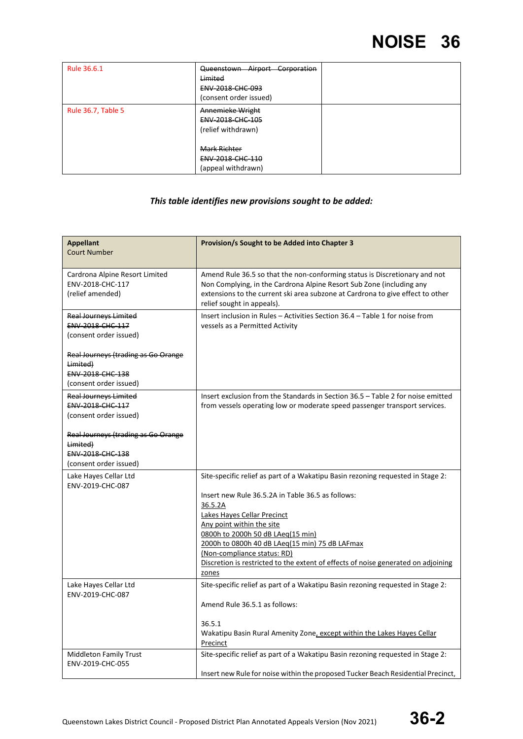| | | |
|---|---|---|
| Rule 36.6.1 | ~~Queenstown Airport Corporation Limited~~<br>~~ENV-2018-CHC-093~~<br>(consent order issued) | |
| Rule 36.7, Table 5 | ~~Annemieke Wright~~<br>~~ENV-2018-CHC-105~~<br>(relief withdrawn)<br><br>~~Mark Richter~~<br>~~ENV-2018-CHC-110~~<br>(appeal withdrawn) | |

***This table identifies new provisions sought to be added:***

| **Appellant**<br>Court Number | **Provision/s Sought to be Added into Chapter 3** |
|---|---|
| Cardrona Alpine Resort Limited<br>ENV-2018-CHC-117<br>(relief amended) | Amend Rule 36.5 so that the non-conforming status is Discretionary and not Non Complying, in the Cardrona Alpine Resort Sub Zone (including any extensions to the current ski area subzone at Cardrona to give effect to other relief sought in appeals). |
| ~~Real Journeys Limited~~<br>~~ENV-2018-CHC-117~~<br>(consent order issued)<br><br>~~Real Journeys (trading as Go Orange Limited)~~<br>~~ENV-2018-CHC-138~~<br>(consent order issued) | Insert inclusion in Rules – Activities Section 36.4 – Table 1 for noise from vessels as a Permitted Activity |
| ~~Real Journeys Limited~~<br>~~ENV-2018-CHC-117~~<br>(consent order issued)<br><br>~~Real Journeys (trading as Go Orange Limited)~~<br>~~ENV-2018-CHC-138~~<br>(consent order issued) | Insert exclusion from the Standards in Section 36.5 – Table 2 for noise emitted from vessels operating low or moderate speed passenger transport services. |
| Lake Hayes Cellar Ltd<br>ENV-2019-CHC-087 | Site-specific relief as part of a Wakatipu Basin rezoning requested in Stage 2:<br><br>Insert new Rule 36.5.2A in Table 36.5 as follows:<br><u>36.5.2A</u><br><u>Lakes Hayes Cellar Precinct</u><br><u>Any point within the site</u><br><u>0800h to 2000h 50 dB LAeq(15 min)</u><br><u>2000h to 0800h 40 dB LAeq(15 min) 75 dB LAFmax</u><br><u>(Non-compliance status: RD)</u><br><u>Discretion is restricted to the extent of effects of noise generated on adjoining zones</u> |
| Lake Hayes Cellar Ltd<br>ENV-2019-CHC-087 | Site-specific relief as part of a Wakatipu Basin rezoning requested in Stage 2:<br><br>Amend Rule 36.5.1 as follows:<br><br>36.5.1<br>Wakatipu Basin Rural Amenity Zone<u>, except within the Lakes Hayes Cellar Precinct</u> |
| Middleton Family Trust<br>ENV-2019-CHC-055 | Site-specific relief as part of a Wakatipu Basin rezoning requested in Stage 2:<br><br>Insert new Rule for noise within the proposed Tucker Beach Residential Precinct, |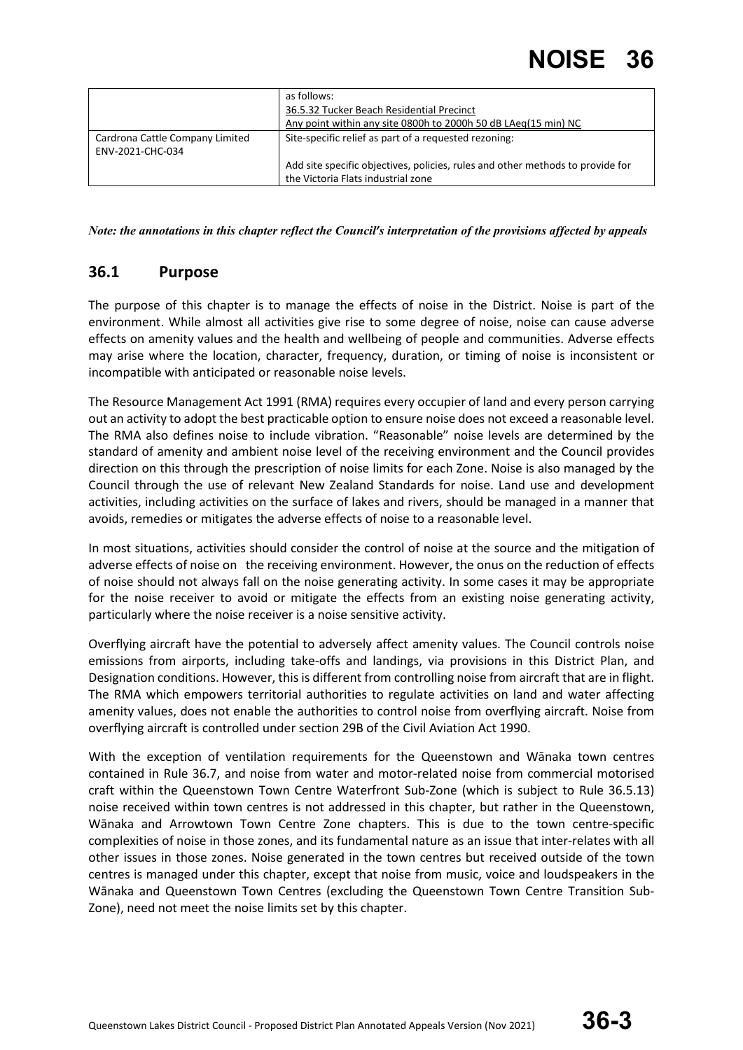|  |  |
| --- | --- |
|  | as follows:<br>36.5.32 Tucker Beach Residential Precinct<br>Any point within any site 0800h to 2000h 50 dB LAeq(15 min) NC |
| Cardrona Cattle Company Limited<br>ENV-2021-CHC-034 | Site-specific relief as part of a requested rezoning:<br><br>Add site specific objectives, policies, rules and other methods to provide for the Victoria Flats industrial zone |

***Note: the annotations in this chapter reflect the Council's interpretation of the provisions affected by appeals***

## 36.1 Purpose

The purpose of this chapter is to manage the effects of noise in the District. Noise is part of the environment. While almost all activities give rise to some degree of noise, noise can cause adverse effects on amenity values and the health and wellbeing of people and communities. Adverse effects may arise where the location, character, frequency, duration, or timing of noise is inconsistent or incompatible with anticipated or reasonable noise levels.

The Resource Management Act 1991 (RMA) requires every occupier of land and every person carrying out an activity to adopt the best practicable option to ensure noise does not exceed a reasonable level. The RMA also defines noise to include vibration. "Reasonable" noise levels are determined by the standard of amenity and ambient noise level of the receiving environment and the Council provides direction on this through the prescription of noise limits for each Zone. Noise is also managed by the Council through the use of relevant New Zealand Standards for noise. Land use and development activities, including activities on the surface of lakes and rivers, should be managed in a manner that avoids, remedies or mitigates the adverse effects of noise to a reasonable level.

In most situations, activities should consider the control of noise at the source and the mitigation of adverse effects of noise on the receiving environment. However, the onus on the reduction of effects of noise should not always fall on the noise generating activity. In some cases it may be appropriate for the noise receiver to avoid or mitigate the effects from an existing noise generating activity, particularly where the noise receiver is a noise sensitive activity.

Overflying aircraft have the potential to adversely affect amenity values. The Council controls noise emissions from airports, including take-offs and landings, via provisions in this District Plan, and Designation conditions. However, this is different from controlling noise from aircraft that are in flight. The RMA which empowers territorial authorities to regulate activities on land and water affecting amenity values, does not enable the authorities to control noise from overflying aircraft. Noise from overflying aircraft is controlled under section 29B of the Civil Aviation Act 1990.

With the exception of ventilation requirements for the Queenstown and Wānaka town centres contained in Rule 36.7, and noise from water and motor-related noise from commercial motorised craft within the Queenstown Town Centre Waterfront Sub-Zone (which is subject to Rule 36.5.13) noise received within town centres is not addressed in this chapter, but rather in the Queenstown, Wānaka and Arrowtown Town Centre Zone chapters. This is due to the town centre-specific complexities of noise in those zones, and its fundamental nature as an issue that inter-relates with all other issues in those zones. Noise generated in the town centres but received outside of the town centres is managed under this chapter, except that noise from music, voice and loudspeakers in the Wānaka and Queenstown Town Centres (excluding the Queenstown Town Centre Transition Sub-Zone), need not meet the noise limits set by this chapter.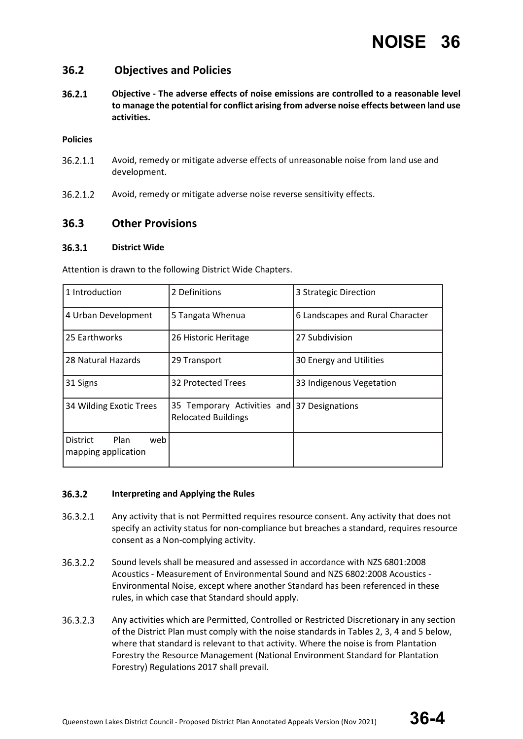## 36.2 Objectives and Policies

**36.2.1 Objective - The adverse effects of noise emissions are controlled to a reasonable level to manage the potential for conflict arising from adverse noise effects between land use activities.**

**Policies**

36.2.1.1 Avoid, remedy or mitigate adverse effects of unreasonable noise from land use and development.

36.2.1.2 Avoid, remedy or mitigate adverse noise reverse sensitivity effects.

## 36.3 Other Provisions

### 36.3.1 District Wide

Attention is drawn to the following District Wide Chapters.

| | | |
|---|---|---|
| 1 Introduction | 2 Definitions | 3 Strategic Direction |
| 4 Urban Development | 5 Tangata Whenua | 6 Landscapes and Rural Character |
| 25 Earthworks | 26 Historic Heritage | 27 Subdivision |
| 28 Natural Hazards | 29 Transport | 30 Energy and Utilities |
| 31 Signs | 32 Protected Trees | 33 Indigenous Vegetation |
| 34 Wilding Exotic Trees | 35 Temporary Activities and Relocated Buildings | 37 Designations |
| District Plan web mapping application | | |

### 36.3.2 Interpreting and Applying the Rules

36.3.2.1 Any activity that is not Permitted requires resource consent. Any activity that does not specify an activity status for non-compliance but breaches a standard, requires resource consent as a Non-complying activity.

36.3.2.2 Sound levels shall be measured and assessed in accordance with NZS 6801:2008 Acoustics - Measurement of Environmental Sound and NZS 6802:2008 Acoustics - Environmental Noise, except where another Standard has been referenced in these rules, in which case that Standard should apply.

36.3.2.3 Any activities which are Permitted, Controlled or Restricted Discretionary in any section of the District Plan must comply with the noise standards in Tables 2, 3, 4 and 5 below, where that standard is relevant to that activity. Where the noise is from Plantation Forestry the Resource Management (National Environment Standard for Plantation Forestry) Regulations 2017 shall prevail.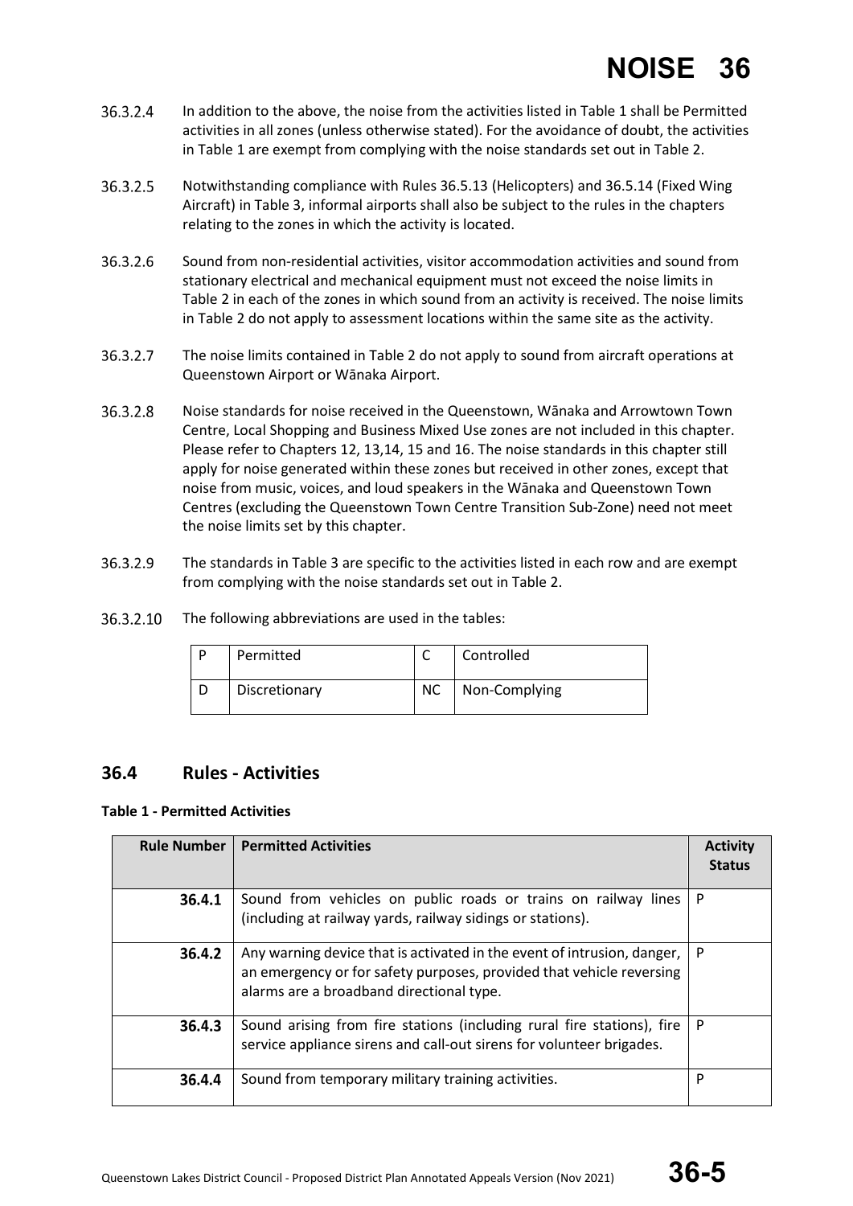36.3.2.4 In addition to the above, the noise from the activities listed in Table 1 shall be Permitted activities in all zones (unless otherwise stated). For the avoidance of doubt, the activities in Table 1 are exempt from complying with the noise standards set out in Table 2.

36.3.2.5 Notwithstanding compliance with Rules 36.5.13 (Helicopters) and 36.5.14 (Fixed Wing Aircraft) in Table 3, informal airports shall also be subject to the rules in the chapters relating to the zones in which the activity is located.

36.3.2.6 Sound from non-residential activities, visitor accommodation activities and sound from stationary electrical and mechanical equipment must not exceed the noise limits in Table 2 in each of the zones in which sound from an activity is received. The noise limits in Table 2 do not apply to assessment locations within the same site as the activity.

36.3.2.7 The noise limits contained in Table 2 do not apply to sound from aircraft operations at Queenstown Airport or Wānaka Airport.

36.3.2.8 Noise standards for noise received in the Queenstown, Wānaka and Arrowtown Town Centre, Local Shopping and Business Mixed Use zones are not included in this chapter. Please refer to Chapters 12, 13,14, 15 and 16. The noise standards in this chapter still apply for noise generated within these zones but received in other zones, except that noise from music, voices, and loud speakers in the Wānaka and Queenstown Town Centres (excluding the Queenstown Town Centre Transition Sub-Zone) need not meet the noise limits set by this chapter.

36.3.2.9 The standards in Table 3 are specific to the activities listed in each row and are exempt from complying with the noise standards set out in Table 2.

36.3.2.10 The following abbreviations are used in the tables:

| P | Permitted | C | Controlled |
|---|---|---|---|
| D | Discretionary | NC | Non-Complying |

## 36.4 Rules - Activities

**Table 1 - Permitted Activities**

| Rule Number | Permitted Activities | Activity Status |
|---|---|---|
| **36.4.1** | Sound from vehicles on public roads or trains on railway lines (including at railway yards, railway sidings or stations). | P |
| **36.4.2** | Any warning device that is activated in the event of intrusion, danger, an emergency or for safety purposes, provided that vehicle reversing alarms are a broadband directional type. | P |
| **36.4.3** | Sound arising from fire stations (including rural fire stations), fire service appliance sirens and call-out sirens for volunteer brigades. | P |
| **36.4.4** | Sound from temporary military training activities. | P |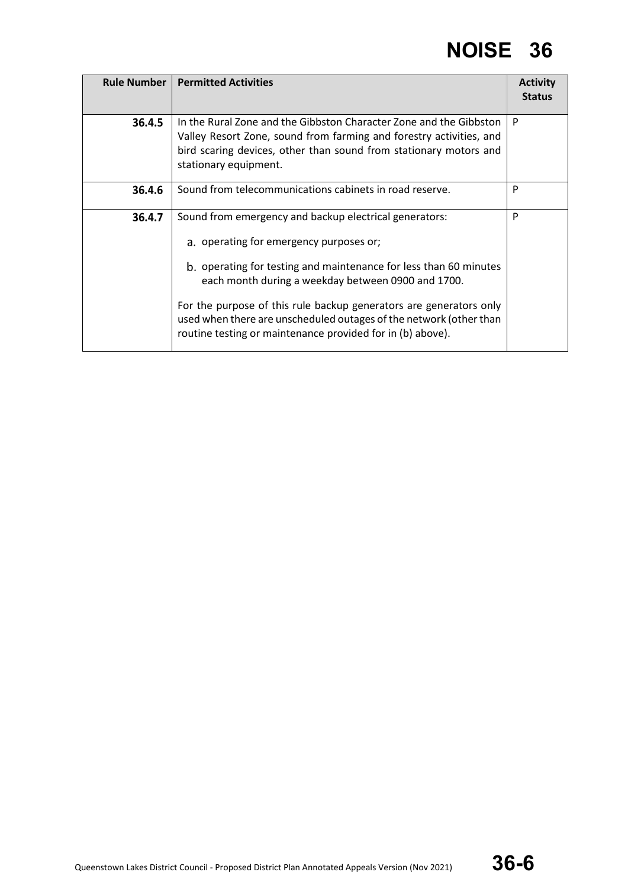| Rule Number | Permitted Activities | Activity Status |
|---|---|---|
| **36.4.5** | In the Rural Zone and the Gibbston Character Zone and the Gibbston Valley Resort Zone, sound from farming and forestry activities, and bird scaring devices, other than sound from stationary motors and stationary equipment. | P |
| **36.4.6** | Sound from telecommunications cabinets in road reserve. | P |
| **36.4.7** | Sound from emergency and backup electrical generators:<br><br>a. operating for emergency purposes or;<br><br>b. operating for testing and maintenance for less than 60 minutes each month during a weekday between 0900 and 1700.<br><br>For the purpose of this rule backup generators are generators only used when there are unscheduled outages of the network (other than routine testing or maintenance provided for in (b) above). | P |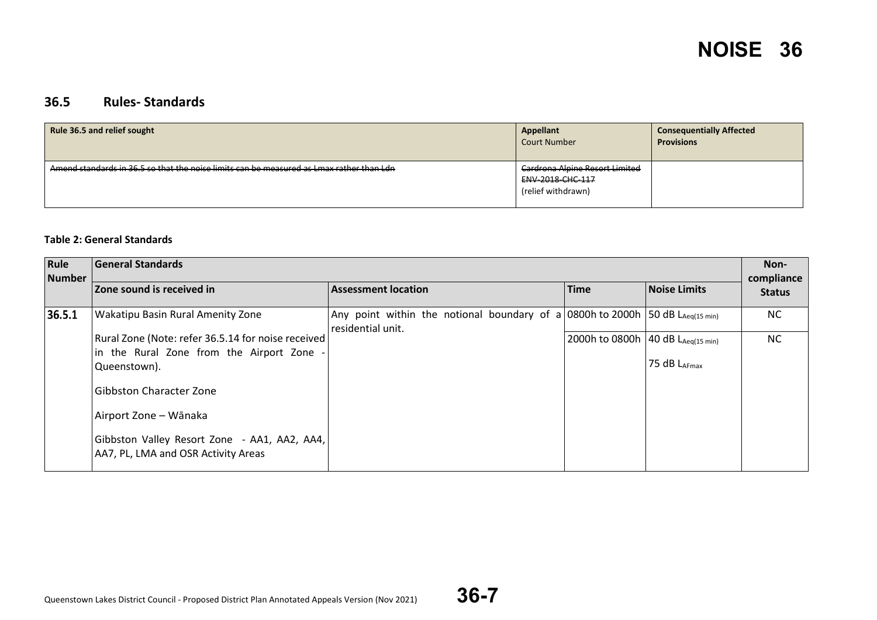## 36.5 Rules- Standards

| Rule 36.5 and relief sought | Appellant<br>Court Number | Consequentially Affected Provisions |
|---|---|---|
| ~~Amend standards in 36.5 so that the noise limits can be measured as Lmax rather than Ldn~~ | ~~Cardrona Alpine Resort Limited~~<br>~~ENV-2018-CHC-117~~<br>(relief withdrawn) | |

**Table 2: General Standards**

| Rule Number | General Standards | | | | Non-compliance Status |
|---|---|---|---|---|---|
| | Zone sound is received in | Assessment location | Time | Noise Limits | |
| 36.5.1 | Wakatipu Basin Rural Amenity Zone<br><br>Rural Zone (Note: refer 36.5.14 for noise received in the Rural Zone from the Airport Zone - Queenstown).<br><br>Gibbston Character Zone<br><br>Airport Zone – Wānaka<br><br>Gibbston Valley Resort Zone - AA1, AA2, AA4, AA7, PL, LMA and OSR Activity Areas | Any point within the notional boundary of a residential unit. | 0800h to 2000h | 50 dB $L_{Aeq(15\ min)}$ | NC |
| | | | 2000h to 0800h | 40 dB $L_{Aeq(15\ min)}$<br><br>75 dB $L_{AFmax}$ | NC |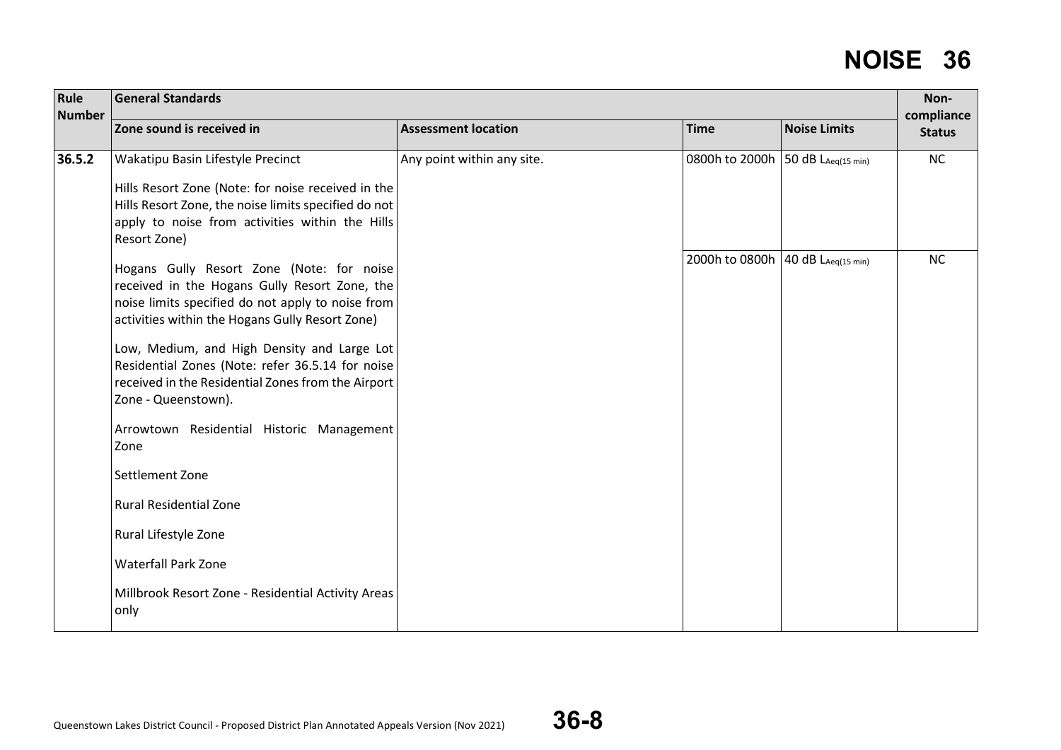| Rule Number | General Standards | | | | Non-compliance Status |
|---|---|---|---|---|---|
| | Zone sound is received in | Assessment location | Time | Noise Limits | |
| 36.5.2 | Wakatipu Basin Lifestyle Precinct<br><br>Hills Resort Zone (Note: for noise received in the Hills Resort Zone, the noise limits specified do not apply to noise from activities within the Hills Resort Zone)<br><br>Hogans Gully Resort Zone (Note: for noise received in the Hogans Gully Resort Zone, the noise limits specified do not apply to noise from activities within the Hogans Gully Resort Zone)<br><br>Low, Medium, and High Density and Large Lot Residential Zones (Note: refer 36.5.14 for noise received in the Residential Zones from the Airport Zone - Queenstown).<br><br>Arrowtown Residential Historic Management Zone<br><br>Settlement Zone<br><br>Rural Residential Zone<br><br>Rural Lifestyle Zone<br><br>Waterfall Park Zone<br><br>Millbrook Resort Zone - Residential Activity Areas only | Any point within any site. | 0800h to 2000h | 50 dB $L_{Aeq(15\ min)}$ | NC |
| | | | 2000h to 0800h | 40 dB $L_{Aeq(15\ min)}$ | NC |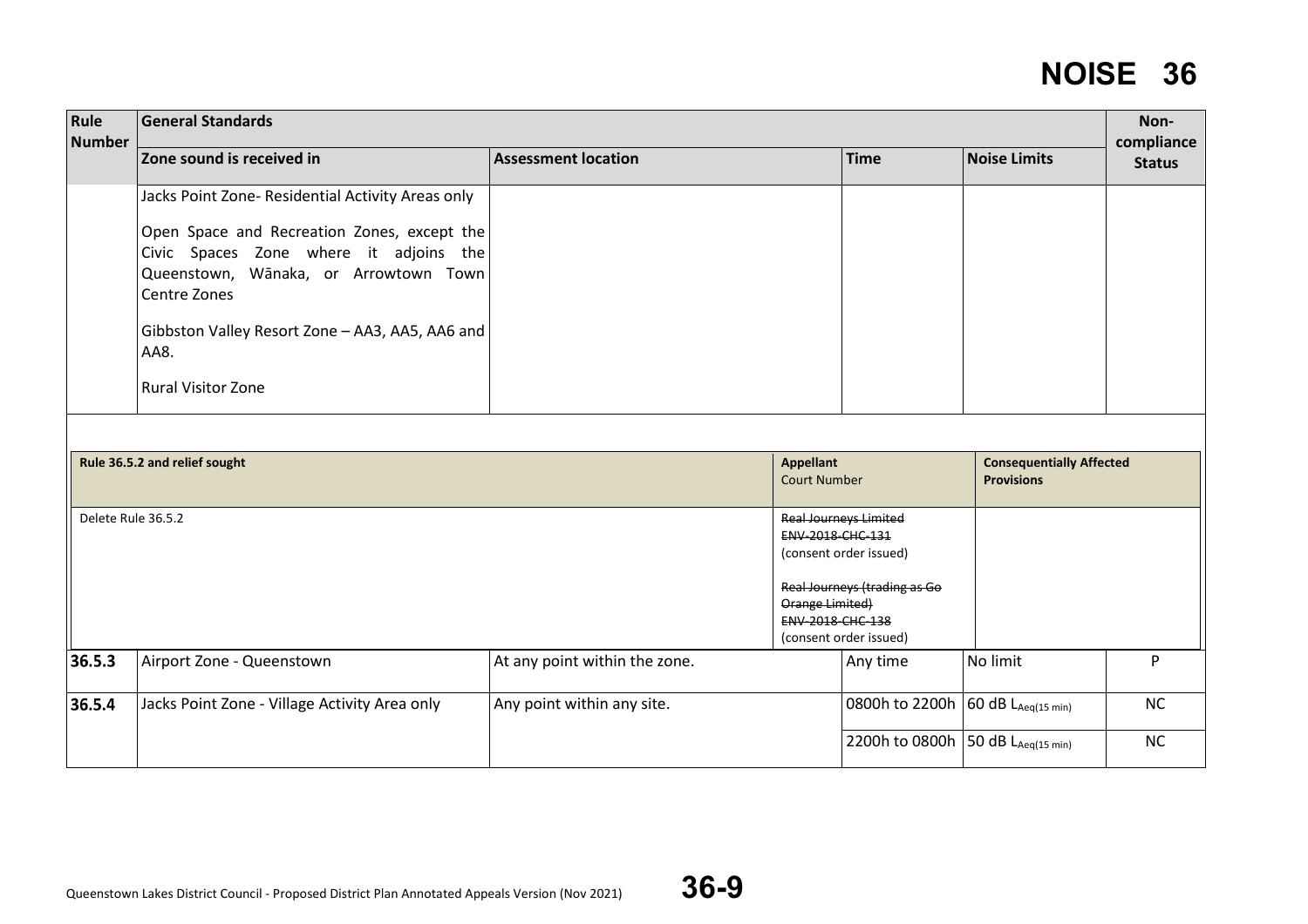# NOISE 36

| Rule Number | General Standards | | | | Non-compliance Status |
|---|---|---|---|---|---|
| | Zone sound is received in | Assessment location | Time | Noise Limits | |
| | Jacks Point Zone- Residential Activity Areas only<br><br>Open Space and Recreation Zones, except the Civic Spaces Zone where it adjoins the Queenstown, Wānaka, or Arrowtown Town Centre Zones<br><br>Gibbston Valley Resort Zone – AA3, AA5, AA6 and AA8.<br><br>Rural Visitor Zone | | | | |

| Rule 36.5.2 and relief sought | Appellant Court Number | Consequentially Affected Provisions |
|---|---|---|
| Delete Rule 36.5.2 | ~~Real Journeys Limited~~<br>~~ENV-2018-CHC-131~~<br>(consent order issued)<br><br>~~Real Journeys (trading as Go Orange Limited)~~<br>~~ENV-2018-CHC-138~~<br>(consent order issued) | |

| Rule Number | Zone sound is received in | Assessment location | Time | Noise Limits | Non-compliance Status |
|---|---|---|---|---|---|
| **36.5.3** | Airport Zone - Queenstown | At any point within the zone. | Any time | No limit | P |
| **36.5.4** | Jacks Point Zone - Village Activity Area only | Any point within any site. | 0800h to 2200h | 60 dB $L_{Aeq(15\ min)}$ | NC |
| | | | 2200h to 0800h | 50 dB $L_{Aeq(15\ min)}$ | NC |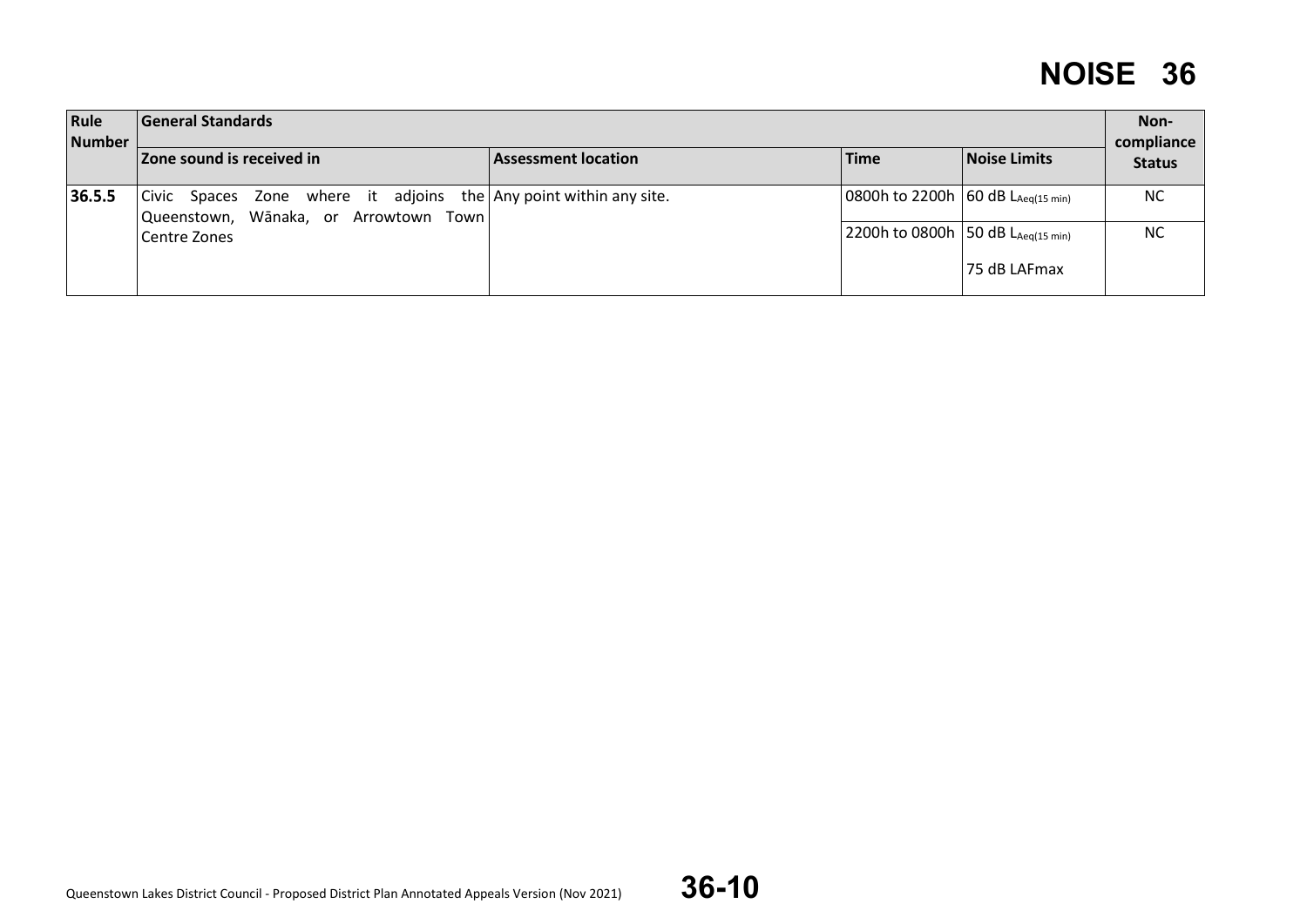| Rule Number | General Standards | | | | Non-compliance Status |
|---|---|---|---|---|---|
| | Zone sound is received in | Assessment location | Time | Noise Limits | |
| **36.5.5** | Civic Spaces Zone where it adjoins the Queenstown, Wānaka, or Arrowtown Town Centre Zones | Any point within any site. | 0800h to 2200h | 60 dB $L_{Aeq(15\ min)}$ | NC |
| | | | 2200h to 0800h | 50 dB $L_{Aeq(15\ min)}$<br><br>75 dB LAFmax | NC |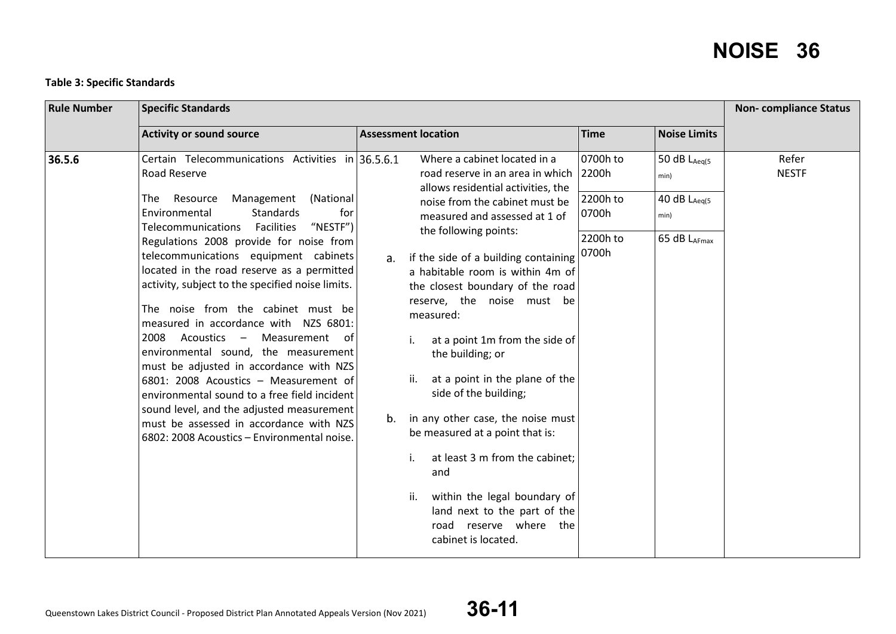**Table 3: Specific Standards**

| Rule Number | Specific Standards | | | | Non- compliance Status |
|---|---|---|---|---|---|
| | **Activity or sound source** | **Assessment location** | **Time** | **Noise Limits** | |
| **36.5.6** | Certain Telecommunications Activities in Road Reserve<br><br>The Resource Management (National Environmental Standards for Telecommunications Facilities "NESTF") Regulations 2008 provide for noise from telecommunications equipment cabinets located in the road reserve as a permitted activity, subject to the specified noise limits.<br><br>The noise from the cabinet must be measured in accordance with NZS 6801: 2008 Acoustics – Measurement of environmental sound, the measurement must be adjusted in accordance with NZS 6801: 2008 Acoustics – Measurement of environmental sound to a free field incident sound level, and the adjusted measurement must be assessed in accordance with NZS 6802: 2008 Acoustics – Environmental noise. | 36.5.6.1 Where a cabinet located in a road reserve in an area in which allows residential activities, the noise from the cabinet must be measured and assessed at 1 of the following points:<br><br>a. if the side of a building containing a habitable room is within 4m of the closest boundary of the road reserve, the noise must be measured:<br>i. at a point 1m from the side of the building; or<br>ii. at a point in the plane of the side of the building;<br><br>b. in any other case, the noise must be measured at a point that is:<br>i. at least 3 m from the cabinet; and<br>ii. within the legal boundary of land next to the part of the road reserve where the cabinet is located. | 0700h to 2200h<br><br>2200h to 0700h<br><br>2200h to 0700h | 50 dB $L_{Aeq(5\ min)}$<br><br>40 dB $L_{Aeq(5\ min)}$<br><br>65 dB $L_{AFmax}$ | Refer NESTF |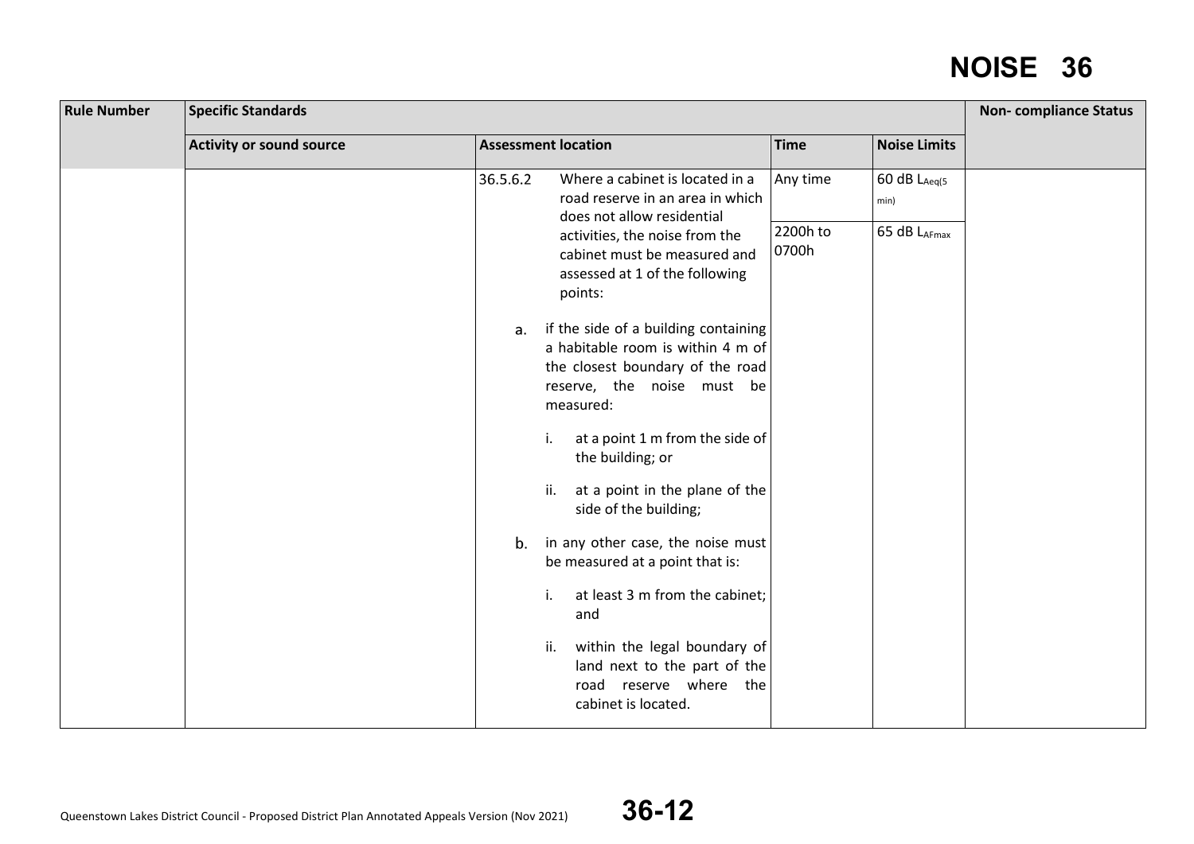| Rule Number | Specific Standards | | | | Non- compliance Status |
|---|---|---|---|---|---|
| | **Activity or sound source** | **Assessment location** | **Time** | **Noise Limits** | |
| | | 36.5.6.2 Where a cabinet is located in a road reserve in an area in which does not allow residential activities, the noise from the cabinet must be measured and assessed at 1 of the following points:<br><br>a. if the side of a building containing a habitable room is within 4 m of the closest boundary of the road reserve, the noise must be measured:<br><br>i. at a point 1 m from the side of the building; or<br><br>ii. at a point in the plane of the side of the building;<br><br>b. in any other case, the noise must be measured at a point that is:<br><br>i. at least 3 m from the cabinet; and<br><br>ii. within the legal boundary of land next to the part of the road reserve where the cabinet is located. | Any time<br><br>2200h to 0700h | 60 dB $L_{Aeq(5\ min)}$<br><br>65 dB $L_{AFmax}$ | |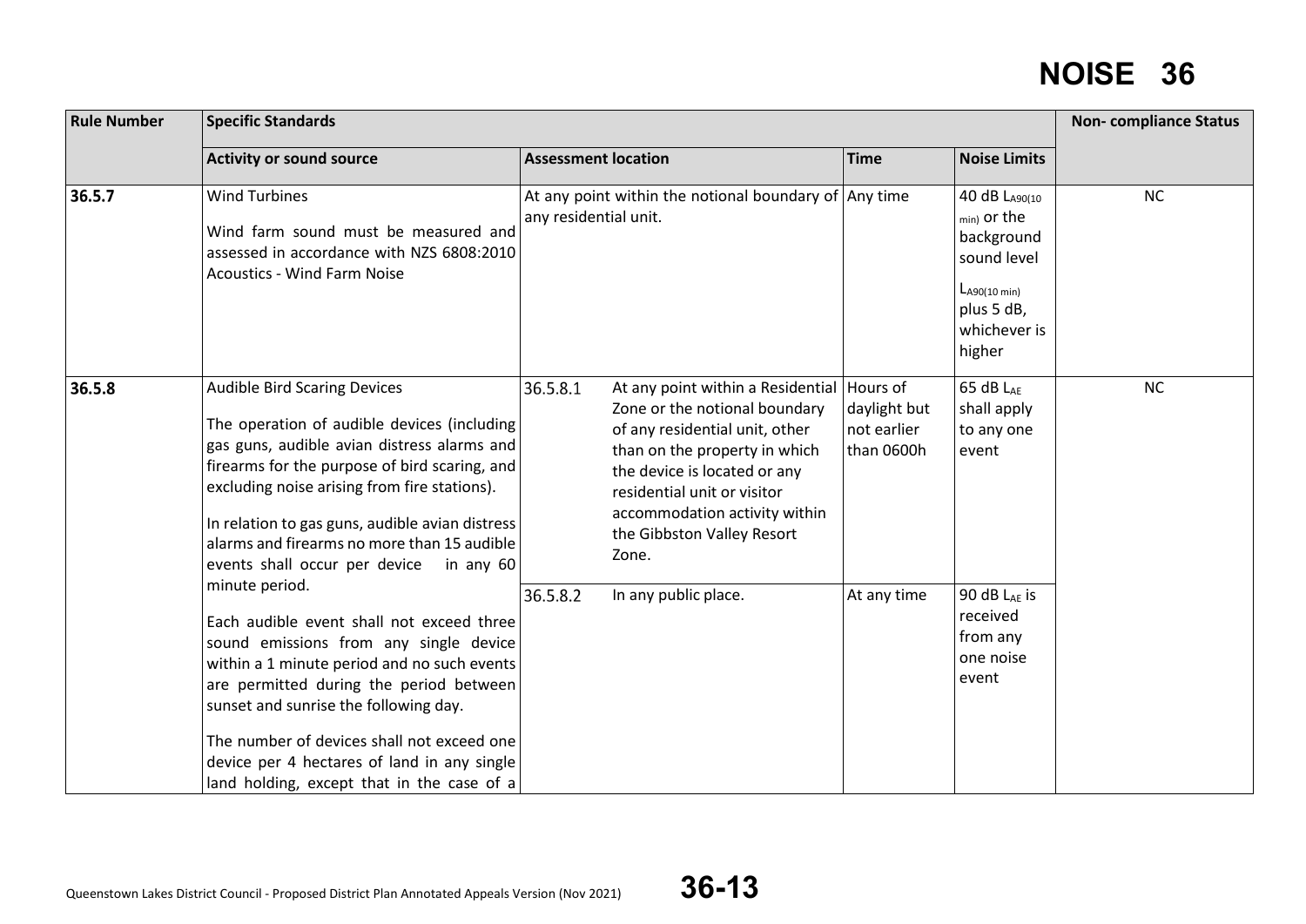| Rule Number | Specific Standards | | | | | Non- compliance Status |
|---|---|---|---|---|---|---|
| | **Activity or sound source** | **Assessment location** | | **Time** | **Noise Limits** | |
| **36.5.7** | Wind Turbines<br><br>Wind farm sound must be measured and assessed in accordance with NZS 6808:2010 Acoustics - Wind Farm Noise | At any point within the notional boundary of any residential unit. | | Any time | 40 dB $L_{A90(10\ min)}$ or the background sound level $L_{A90(10\ min)}$ plus 5 dB, whichever is higher | NC |
| **36.5.8** | Audible Bird Scaring Devices<br><br>The operation of audible devices (including gas guns, audible avian distress alarms and firearms for the purpose of bird scaring, and excluding noise arising from fire stations).<br><br>In relation to gas guns, audible avian distress alarms and firearms no more than 15 audible events shall occur per device in any 60 minute period.<br><br>Each audible event shall not exceed three sound emissions from any single device within a 1 minute period and no such events are permitted during the period between sunset and sunrise the following day.<br><br>The number of devices shall not exceed one device per 4 hectares of land in any single land holding, except that in the case of a | 36.5.8.1 | At any point within a Residential Zone or the notional boundary of any residential unit, other than on the property in which the device is located or any residential unit or visitor accommodation activity within the Gibbston Valley Resort Zone. | Hours of daylight but not earlier than 0600h | 65 dB $L_{AE}$ shall apply to any one event | NC |
| | | 36.5.8.2 | In any public place. | At any time | 90 dB $L_{AE}$ is received from any one noise event | |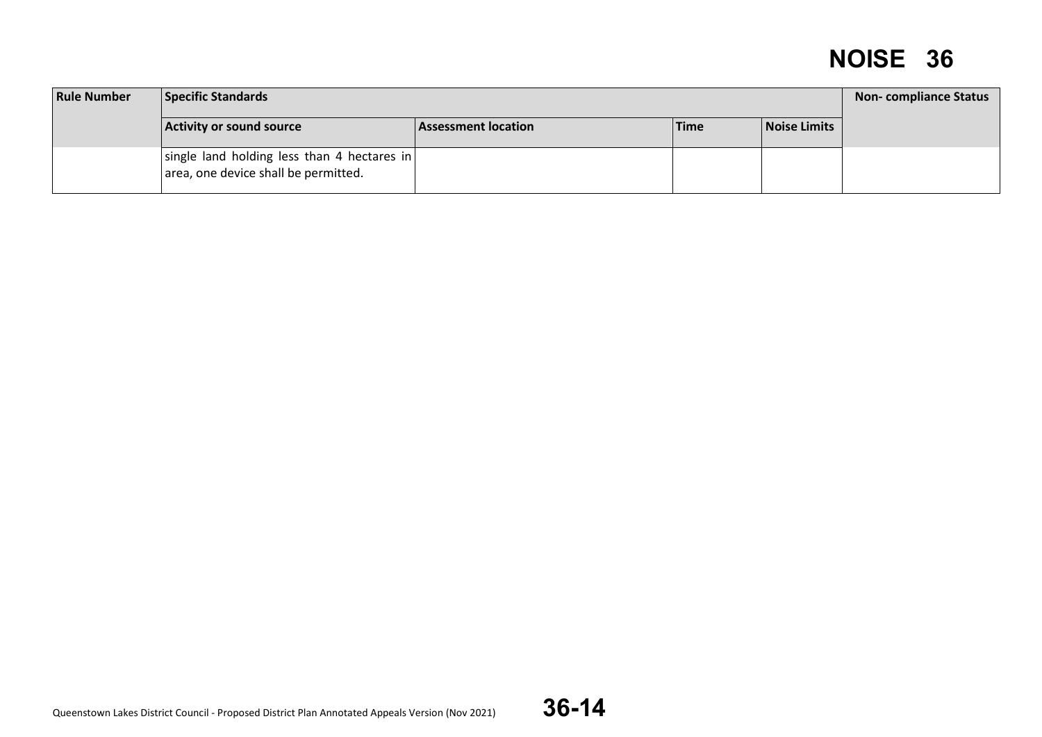| Rule Number | Specific Standards | | | | Non- compliance Status |
|---|---|---|---|---|---|
| | Activity or sound source | Assessment location | Time | Noise Limits | |
| | single land holding less than 4 hectares in area, one device shall be permitted. | | | | |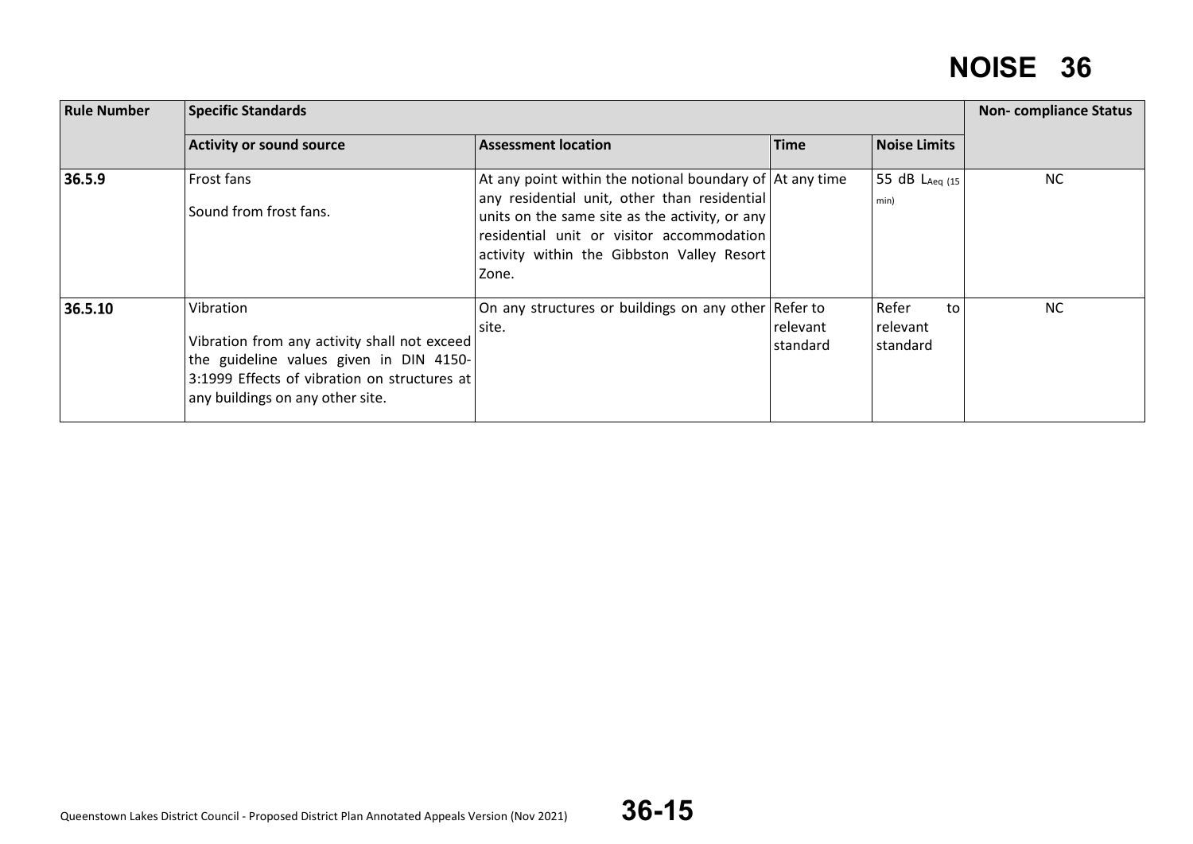| Rule Number | Specific Standards | | | | Non- compliance Status |
|---|---|---|---|---|---|
| | **Activity or sound source** | **Assessment location** | **Time** | **Noise Limits** | |
| **36.5.9** | Frost fans<br><br>Sound from frost fans. | At any point within the notional boundary of any residential unit, other than residential units on the same site as the activity, or any residential unit or visitor accommodation activity within the Gibbston Valley Resort Zone. | At any time | 55 dB $L_{Aeq\ (15\ min)}$ | NC |
| **36.5.10** | Vibration<br><br>Vibration from any activity shall not exceed the guideline values given in DIN 4150-3:1999 Effects of vibration on structures at any buildings on any other site. | On any structures or buildings on any other site. | Refer to relevant standard | Refer to relevant standard | NC |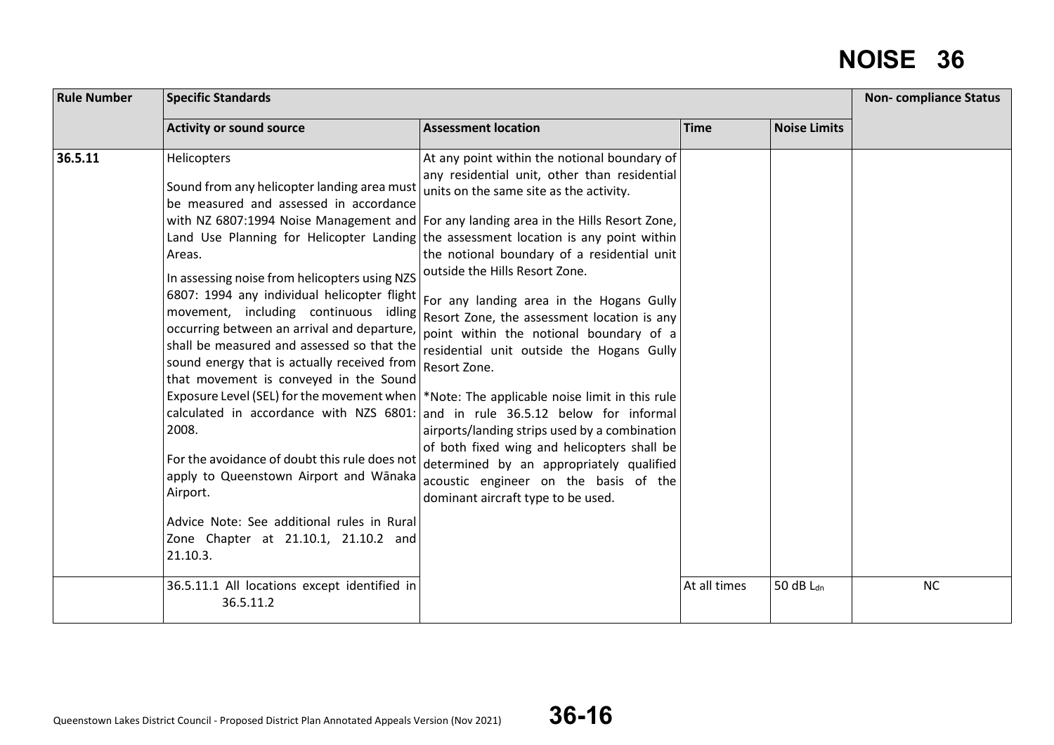# NOISE 36

| Rule Number | Specific Standards | | | | Non- compliance Status |
|---|---|---|---|---|---|
| | **Activity or sound source** | **Assessment location** | **Time** | **Noise Limits** | |
| **36.5.11** | Helicopters<br><br>Sound from any helicopter landing area must be measured and assessed in accordance with NZ 6807:1994 Noise Management and Land Use Planning for Helicopter Landing Areas.<br><br>In assessing noise from helicopters using NZS 6807: 1994 any individual helicopter flight movement, including continuous idling occurring between an arrival and departure, shall be measured and assessed so that the sound energy that is actually received from that movement is conveyed in the Sound Exposure Level (SEL) for the movement when calculated in accordance with NZS 6801: 2008.<br><br>For the avoidance of doubt this rule does not apply to Queenstown Airport and Wānaka Airport.<br><br>Advice Note: See additional rules in Rural Zone Chapter at 21.10.1, 21.10.2 and 21.10.3. | At any point within the notional boundary of any residential unit, other than residential units on the same site as the activity.<br><br>For any landing area in the Hills Resort Zone, the assessment location is any point within the notional boundary of a residential unit outside the Hills Resort Zone.<br><br>For any landing area in the Hogans Gully Resort Zone, the assessment location is any point within the notional boundary of a residential unit outside the Hogans Gully Resort Zone.<br><br>*Note: The applicable noise limit in this rule and in rule 36.5.12 below for informal airports/landing strips used by a combination of both fixed wing and helicopters shall be determined by an appropriately qualified acoustic engineer on the basis of the dominant aircraft type to be used. | | | |
| | 36.5.11.1 All locations except identified in 36.5.11.2 | | At all times | 50 dB $L_{dn}$ | NC |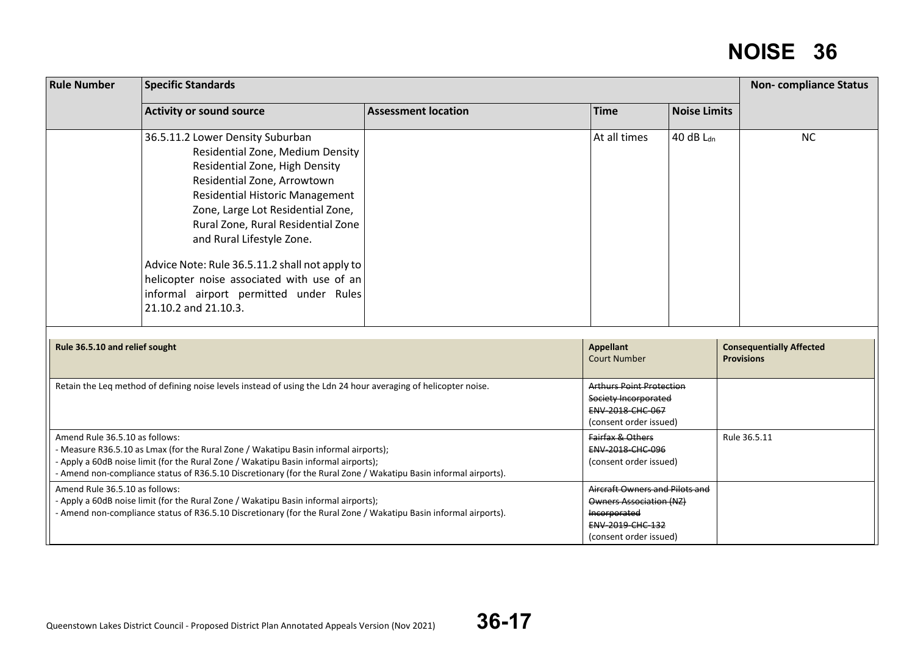# NOISE 36

| Rule Number | Specific Standards | | | | Non- compliance Status |
|---|---|---|---|---|---|
| | Activity or sound source | Assessment location | Time | Noise Limits | |
| | 36.5.11.2 Lower Density Suburban Residential Zone, Medium Density Residential Zone, High Density Residential Zone, Arrowtown Residential Historic Management Zone, Large Lot Residential Zone, Rural Zone, Rural Residential Zone and Rural Lifestyle Zone.<br><br>Advice Note: Rule 36.5.11.2 shall not apply to helicopter noise associated with use of an informal airport permitted under Rules 21.10.2 and 21.10.3. | | At all times | 40 dB $L_{dn}$ | NC |

| Rule 36.5.10 and relief sought | Appellant<br>Court Number | Consequentially Affected Provisions |
|---|---|---|
| Retain the Leq method of defining noise levels instead of using the Ldn 24 hour averaging of helicopter noise. | ~~Arthurs Point Protection Society Incorporated~~<br>~~ENV-2018-CHC-067~~<br>(consent order issued) | |
| Amend Rule 36.5.10 as follows:<br>- Measure R36.5.10 as Lmax (for the Rural Zone / Wakatipu Basin informal airports);<br>- Apply a 60dB noise limit (for the Rural Zone / Wakatipu Basin informal airports);<br>- Amend non-compliance status of R36.5.10 Discretionary (for the Rural Zone / Wakatipu Basin informal airports). | ~~Fairfax & Others~~<br>~~ENV-2018-CHC-096~~<br>(consent order issued) | Rule 36.5.11 |
| Amend Rule 36.5.10 as follows:<br>- Apply a 60dB noise limit (for the Rural Zone / Wakatipu Basin informal airports);<br>- Amend non-compliance status of R36.5.10 Discretionary (for the Rural Zone / Wakatipu Basin informal airports). | ~~Aircraft Owners and Pilots and Owners Association (NZ) Incorporated~~<br>~~ENV-2019-CHC-132~~<br>(consent order issued) | |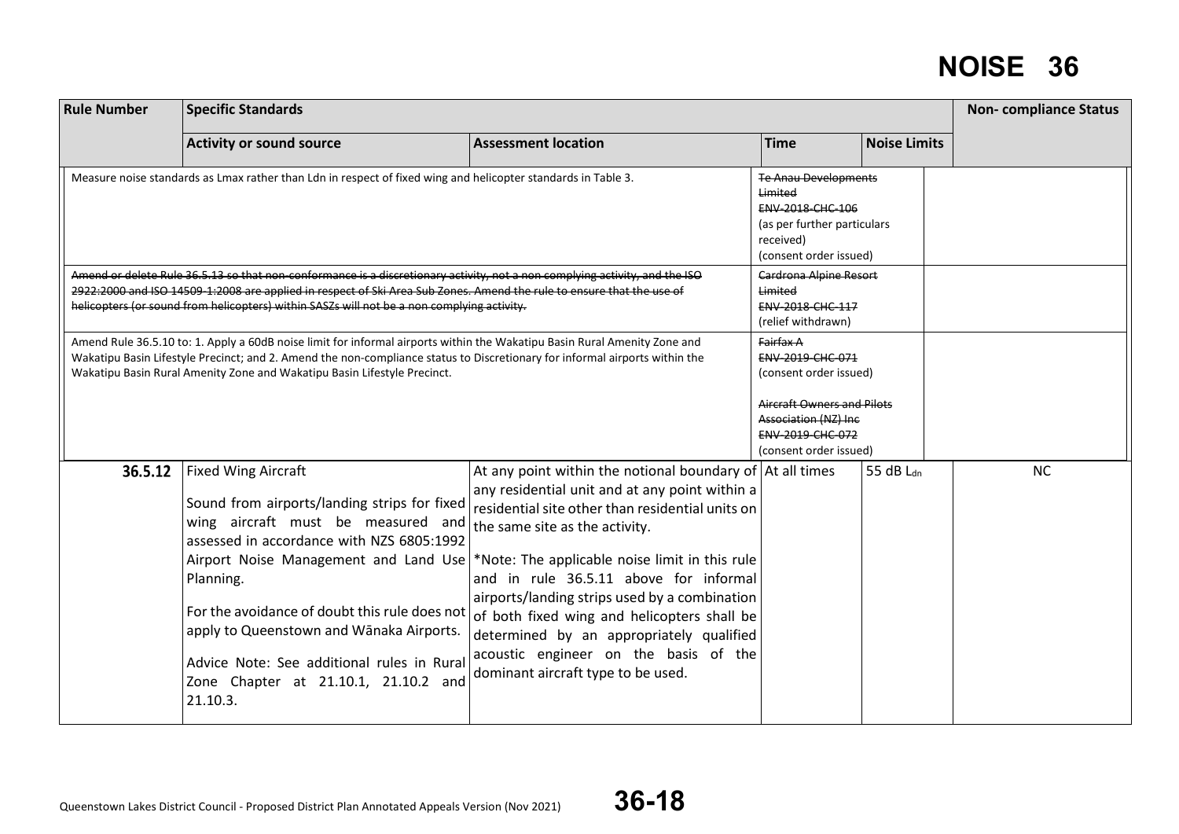| Rule Number | Specific Standards | | | | Non- compliance Status |
|---|---|---|---|---|---|
| | Activity or sound source | Assessment location | Time | Noise Limits | |
| Measure noise standards as Lmax rather than Ldn in respect of fixed wing and helicopter standards in Table 3. | | | ~~Te Anau Developments Limited~~ ~~ENV-2018-CHC-106~~ (as per further particulars received) (consent order issued) | | |
| ~~Amend or delete Rule 36.5.13 so that non-conformance is a discretionary activity, not a non-complying activity, and the ISO 2922:2000 and ISO 14509-1:2008 are applied in respect of Ski Area Sub Zones. Amend the rule to ensure that the use of helicopters (or sound from helicopters) within SASZs will not be a non complying activity.~~ | | | ~~Cardrona Alpine Resort Limited~~ ~~ENV-2018-CHC-117~~ (relief withdrawn) | | |
| Amend Rule 36.5.10 to: 1. Apply a 60dB noise limit for informal airports within the Wakatipu Basin Rural Amenity Zone and Wakatipu Basin Lifestyle Precinct; and 2. Amend the non-compliance status to Discretionary for informal airports within the Wakatipu Basin Rural Amenity Zone and Wakatipu Basin Lifestyle Precinct. | | | ~~Fairfax A~~ ~~ENV-2019-CHC-071~~ (consent order issued) ~~Aircraft Owners and Pilots Association (NZ) Inc~~ ~~ENV-2019-CHC-072~~ (consent order issued) | | |
| **36.5.12** | Fixed Wing Aircraft<br><br>Sound from airports/landing strips for fixed wing aircraft must be measured and assessed in accordance with NZS 6805:1992 Airport Noise Management and Land Use Planning.<br><br>For the avoidance of doubt this rule does not apply to Queenstown and Wānaka Airports.<br><br>Advice Note: See additional rules in Rural Zone Chapter at 21.10.1, 21.10.2 and 21.10.3. | At any point within the notional boundary of any residential unit and at any point within a residential site other than residential units on the same site as the activity.<br><br>*Note: The applicable noise limit in this rule and in rule 36.5.11 above for informal airports/landing strips used by a combination of both fixed wing and helicopters shall be determined by an appropriately qualified acoustic engineer on the basis of the dominant aircraft type to be used. | At all times | 55 dB $L_{dn}$ | NC |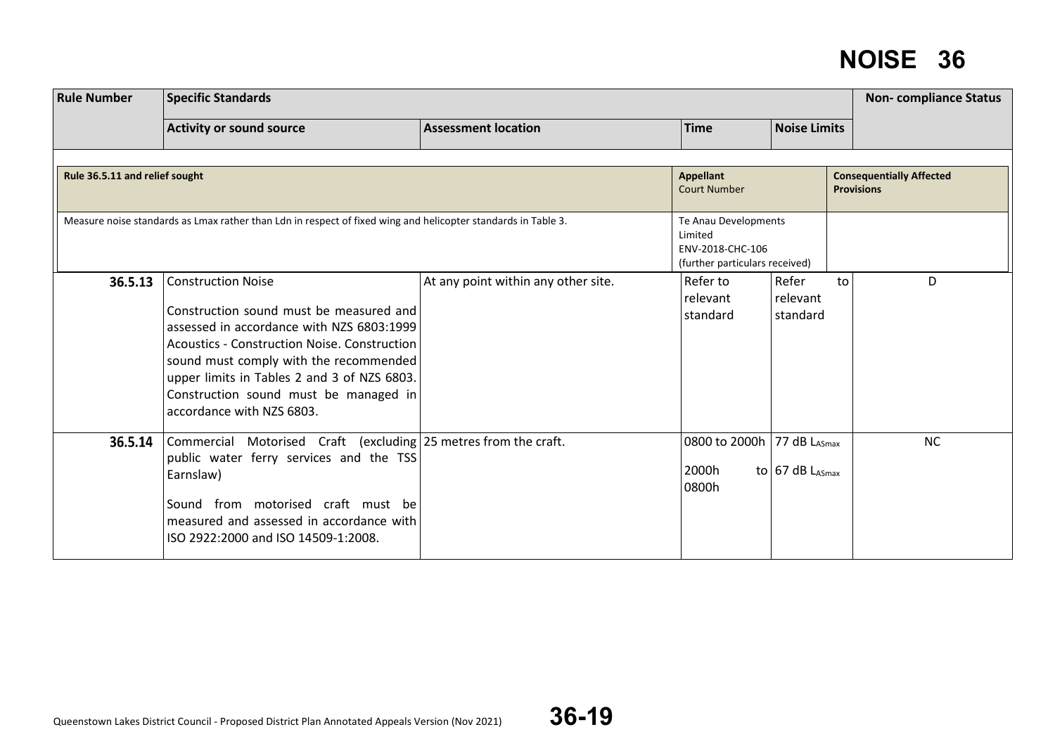# NOISE 36

| Rule Number | Specific Standards | | | | Non- compliance Status |
|---|---|---|---|---|---|
| | Activity or sound source | Assessment location | Time | Noise Limits | |

| Rule 36.5.11 and relief sought | Appellant Court Number | Consequentially Affected Provisions |
|---|---|---|
| Measure noise standards as Lmax rather than Ldn in respect of fixed wing and helicopter standards in Table 3. | Te Anau Developments Limited ENV-2018-CHC-106 (further particulars received) | |

| Rule Number | Activity or sound source | Assessment location | Time | Noise Limits | Non- compliance Status |
|---|---|---|---|---|---|
| **36.5.13** | Construction Noise<br><br>Construction sound must be measured and assessed in accordance with NZS 6803:1999 Acoustics - Construction Noise. Construction sound must comply with the recommended upper limits in Tables 2 and 3 of NZS 6803. Construction sound must be managed in accordance with NZS 6803. | At any point within any other site. | Refer to relevant standard | Refer to relevant standard | D |
| **36.5.14** | Commercial Motorised Craft (excluding public water ferry services and the TSS Earnslaw)<br><br>Sound from motorised craft must be measured and assessed in accordance with ISO 2922:2000 and ISO 14509-1:2008. | 25 metres from the craft. | 0800 to 2000h<br><br>2000h to 0800h | 77 dB $L_{ASmax}$<br><br>67 dB $L_{ASmax}$ | NC |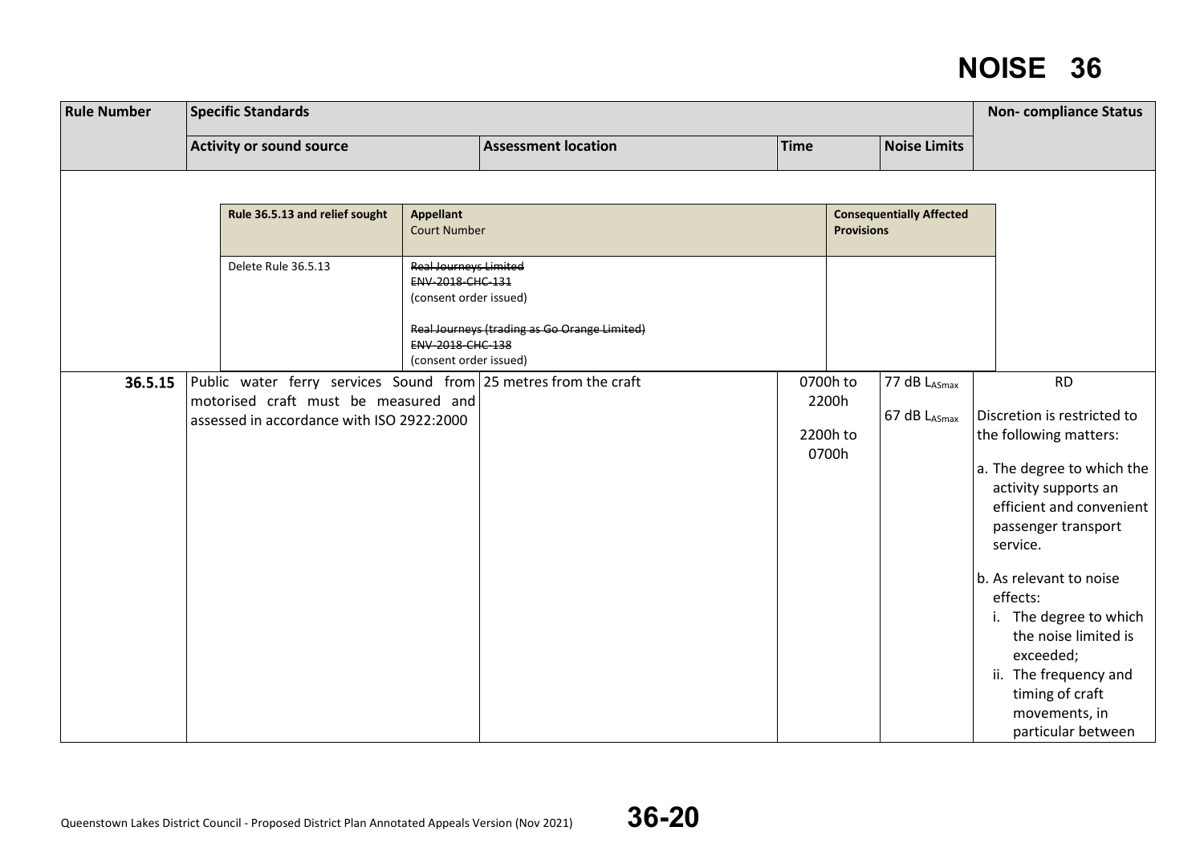# NOISE 36

| Rule Number | Specific Standards | | | | Non- compliance Status |
|---|---|---|---|---|---|
| | Activity or sound source | Assessment location | Time | Noise Limits | |

| Rule 36.5.13 and relief sought | Appellant Court Number | Consequentially Affected Provisions |
|---|---|---|
| Delete Rule 36.5.13 | ~~Real Journeys Limited~~<br>~~ENV-2018-CHC-131~~<br>(consent order issued)<br><br>~~Real Journeys (trading as Go Orange Limited)~~<br>~~ENV-2018-CHC-138~~<br>(consent order issued) | |

| Rule Number | Activity or sound source | Assessment location | Time | Noise Limits | Non- compliance Status |
|---|---|---|---|---|---|
| 36.5.15 | Public water ferry services Sound from motorised craft must be measured and assessed in accordance with ISO 2922:2000 | 25 metres from the craft | 0700h to 2200h<br><br>2200h to 0700h | 77 dB $L_{ASmax}$<br><br>67 dB $L_{ASmax}$ | RD<br><br>Discretion is restricted to the following matters:<br><br>a. The degree to which the activity supports an efficient and convenient passenger transport service.<br><br>b. As relevant to noise effects:<br>i. The degree to which the noise limited is exceeded;<br>ii. The frequency and timing of craft movements, in particular between |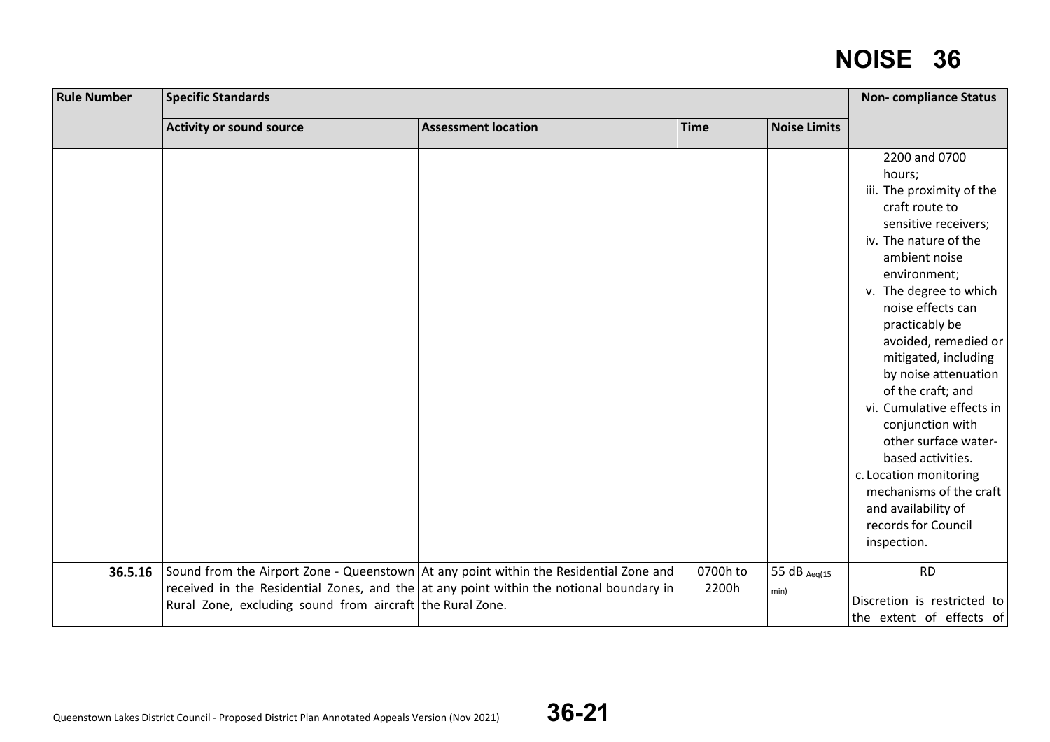# NOISE 36

| Rule Number | Specific Standards | | | | Non- compliance Status |
|---|---|---|---|---|---|
| | **Activity or sound source** | **Assessment location** | **Time** | **Noise Limits** | |
| | | | | | 2200 and 0700 hours;<br>iii. The proximity of the craft route to sensitive receivers;<br>iv. The nature of the ambient noise environment;<br>v. The degree to which noise effects can practicably be avoided, remedied or mitigated, including by noise attenuation of the craft; and<br>vi. Cumulative effects in conjunction with other surface water-based activities.<br>c. Location monitoring mechanisms of the craft and availability of records for Council inspection. |
| **36.5.16** | Sound from the Airport Zone - Queenstown received in the Residential Zones, and the Rural Zone, excluding sound from aircraft | At any point within the Residential Zone and at any point within the notional boundary in the Rural Zone. | 0700h to 2200h | 55 dB $_{Aeq(15\ min)}$ | RD<br><br>Discretion is restricted to the extent of effects of |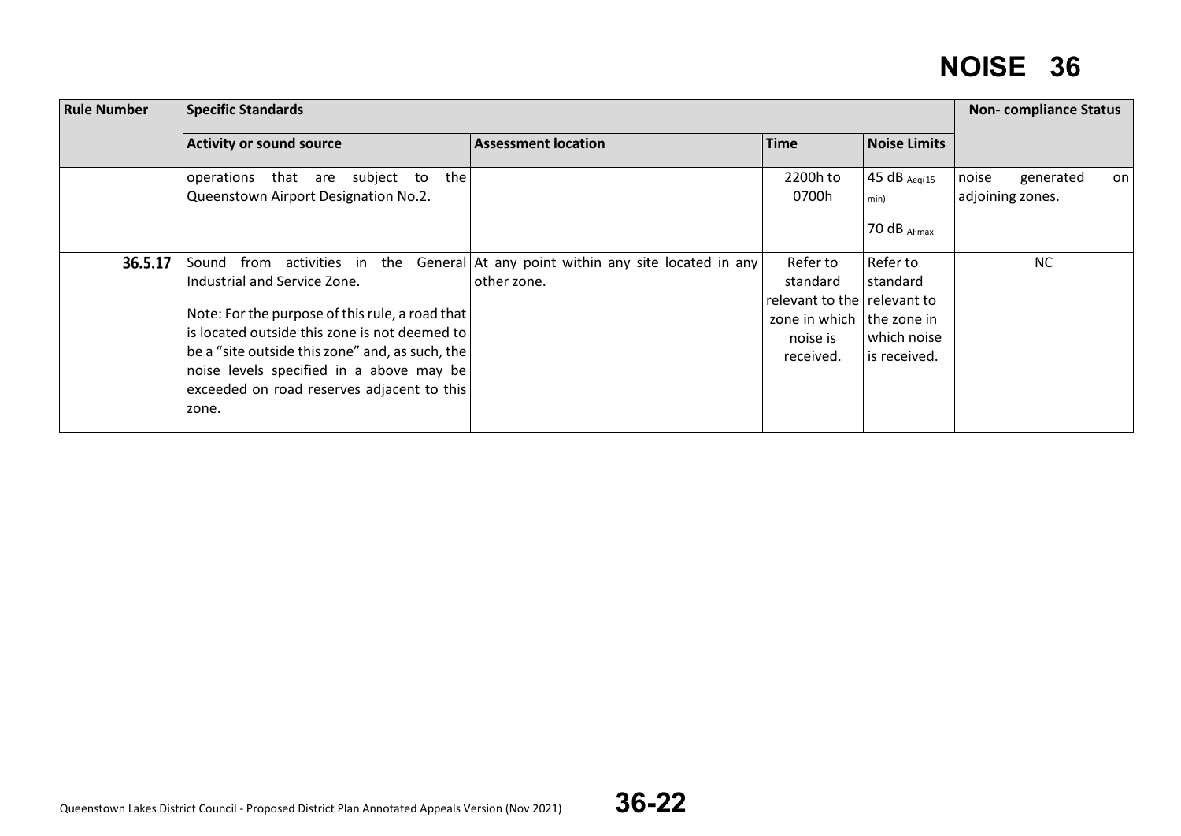| Rule Number | Specific Standards | | | | Non- compliance Status |
|---|---|---|---|---|---|
| | Activity or sound source | Assessment location | Time | Noise Limits | |
| | operations that are subject to the Queenstown Airport Designation No.2. | | 2200h to 0700h | 45 dB $_{Aeq(15\ min)}$<br>70 dB $_{AFmax}$ | noise generated on adjoining zones. |
| **36.5.17** | Sound from activities in the General Industrial and Service Zone.<br><br>Note: For the purpose of this rule, a road that is located outside this zone is not deemed to be a "site outside this zone" and, as such, the noise levels specified in a above may be exceeded on road reserves adjacent to this zone. | At any point within any site located in any other zone. | Refer to standard relevant to the zone in which noise is received. | Refer to standard relevant to the zone in which noise is received. | NC |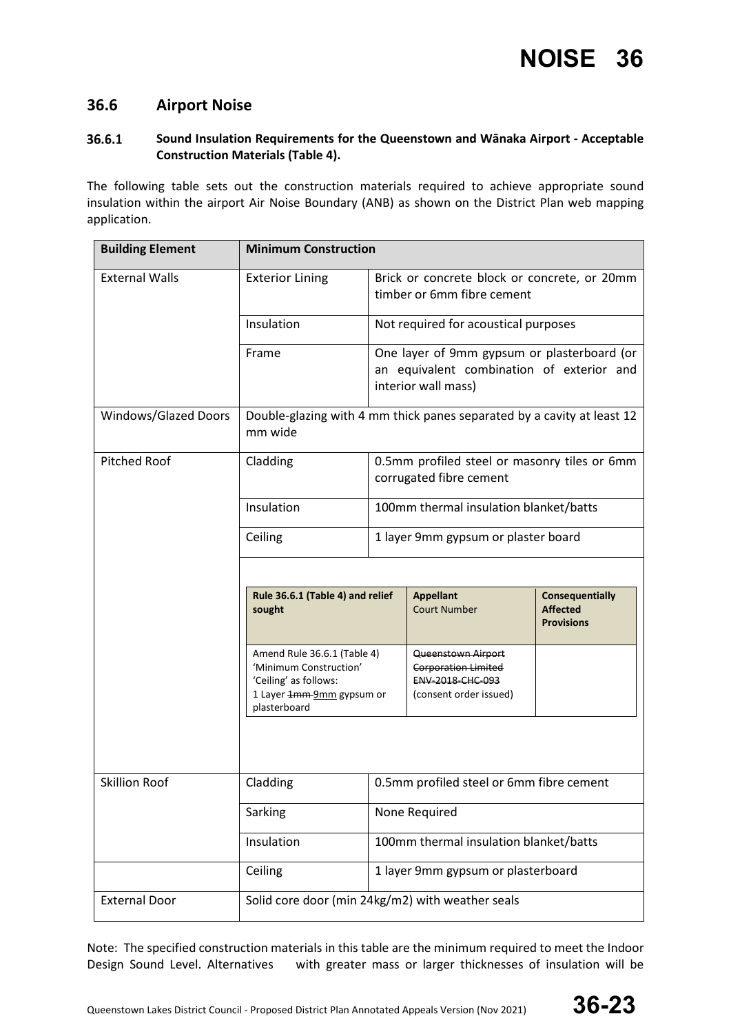## 36.6 Airport Noise

### 36.6.1 Sound Insulation Requirements for the Queenstown and Wānaka Airport - Acceptable Construction Materials (Table 4).

The following table sets out the construction materials required to achieve appropriate sound insulation within the airport Air Noise Boundary (ANB) as shown on the District Plan web mapping application.

| Building Element | Minimum Construction | |
|---|---|---|
| External Walls | Exterior Lining | Brick or concrete block or concrete, or 20mm timber or 6mm fibre cement |
| | Insulation | Not required for acoustical purposes |
| | Frame | One layer of 9mm gypsum or plasterboard (or an equivalent combination of exterior and interior wall mass) |
| Windows/Glazed Doors | Double-glazing with 4 mm thick panes separated by a cavity at least 12 mm wide | |
| Pitched Roof | Cladding | 0.5mm profiled steel or masonry tiles or 6mm corrugated fibre cement |
| | Insulation | 100mm thermal insulation blanket/batts |
| | Ceiling | 1 layer 9mm gypsum or plaster board |
| Skillion Roof | Cladding | 0.5mm profiled steel or 6mm fibre cement |
| | Sarking | None Required |
| | Insulation | 100mm thermal insulation blanket/batts |
| | Ceiling | 1 layer 9mm gypsum or plasterboard |
| External Door | Solid core door (min 24kg/m2) with weather seals | |

| Rule 36.6.1 (Table 4) and relief sought | Appellant Court Number | Consequentially Affected Provisions |
|---|---|---|
| Amend Rule 36.6.1 (Table 4) 'Minimum Construction' 'Ceiling' as follows: 1 Layer ~~1mm~~ 9mm gypsum or plasterboard | ~~Queenstown Airport Corporation Limited ENV-2018-CHC-093~~ (consent order issued) | |

Note: The specified construction materials in this table are the minimum required to meet the Indoor Design Sound Level. Alternatives with greater mass or larger thicknesses of insulation will be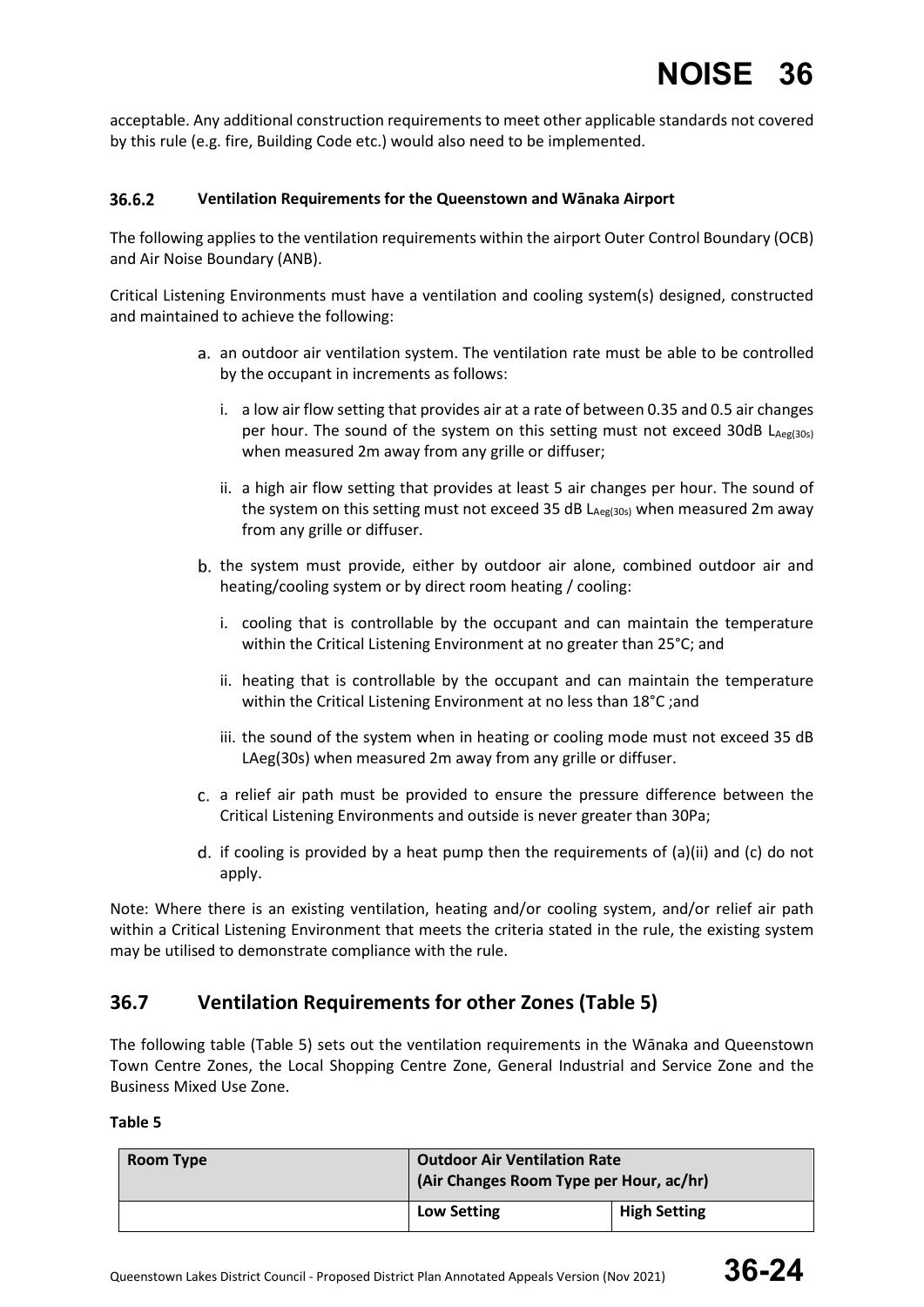acceptable. Any additional construction requirements to meet other applicable standards not covered by this rule (e.g. fire, Building Code etc.) would also need to be implemented.

#### 36.6.2 Ventilation Requirements for the Queenstown and Wānaka Airport

The following applies to the ventilation requirements within the airport Outer Control Boundary (OCB) and Air Noise Boundary (ANB).

Critical Listening Environments must have a ventilation and cooling system(s) designed, constructed and maintained to achieve the following:

a. an outdoor air ventilation system. The ventilation rate must be able to be controlled by the occupant in increments as follows:

   i. a low air flow setting that provides air at a rate of between 0.35 and 0.5 air changes per hour. The sound of the system on this setting must not exceed 30dB $L_{Aeg(30s)}$ when measured 2m away from any grille or diffuser;

   ii. a high air flow setting that provides at least 5 air changes per hour. The sound of the system on this setting must not exceed 35 dB $L_{Aeg(30s)}$ when measured 2m away from any grille or diffuser.

b. the system must provide, either by outdoor air alone, combined outdoor air and heating/cooling system or by direct room heating / cooling:

   i. cooling that is controllable by the occupant and can maintain the temperature within the Critical Listening Environment at no greater than 25°C; and

   ii. heating that is controllable by the occupant and can maintain the temperature within the Critical Listening Environment at no less than 18°C ;and

   iii. the sound of the system when in heating or cooling mode must not exceed 35 dB LAeg(30s) when measured 2m away from any grille or diffuser.

c. a relief air path must be provided to ensure the pressure difference between the Critical Listening Environments and outside is never greater than 30Pa;

d. if cooling is provided by a heat pump then the requirements of (a)(ii) and (c) do not apply.

Note: Where there is an existing ventilation, heating and/or cooling system, and/or relief air path within a Critical Listening Environment that meets the criteria stated in the rule, the existing system may be utilised to demonstrate compliance with the rule.

## 36.7 Ventilation Requirements for other Zones (Table 5)

The following table (Table 5) sets out the ventilation requirements in the Wānaka and Queenstown Town Centre Zones, the Local Shopping Centre Zone, General Industrial and Service Zone and the Business Mixed Use Zone.

**Table 5**

| Room Type | Outdoor Air Ventilation Rate (Air Changes Room Type per Hour, ac/hr) | |
|---|---|---|
| | **Low Setting** | **High Setting** |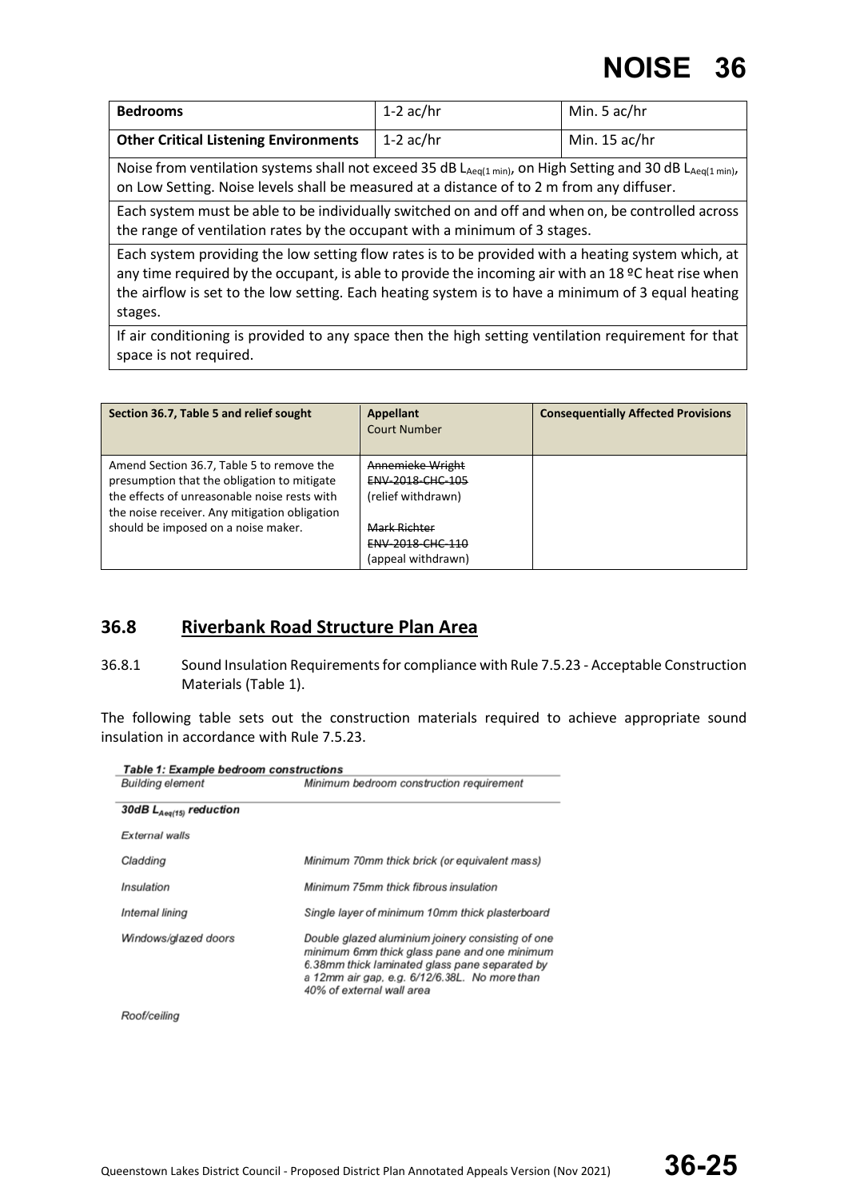| **Bedrooms** | 1-2 ac/hr | Min. 5 ac/hr |
|---|---|---|
| **Other Critical Listening Environments** | 1-2 ac/hr | Min. 15 ac/hr |
| Noise from ventilation systems shall not exceed 35 dB $L_{Aeq(1\ min)}$, on High Setting and 30 dB $L_{Aeq(1\ min)}$, on Low Setting. Noise levels shall be measured at a distance of to 2 m from any diffuser. | | |
| Each system must be able to be individually switched on and off and when on, be controlled across the range of ventilation rates by the occupant with a minimum of 3 stages. | | |
| Each system providing the low setting flow rates is to be provided with a heating system which, at any time required by the occupant, is able to provide the incoming air with an 18 ºC heat rise when the airflow is set to the low setting. Each heating system is to have a minimum of 3 equal heating stages. | | |
| If air conditioning is provided to any space then the high setting ventilation requirement for that space is not required. | | |

| Section 36.7, Table 5 and relief sought | Appellant<br>Court Number | Consequentially Affected Provisions |
|---|---|---|
| Amend Section 36.7, Table 5 to remove the presumption that the obligation to mitigate the effects of unreasonable noise rests with the noise receiver. Any mitigation obligation should be imposed on a noise maker. | ~~Annemieke Wright~~<br>~~ENV-2018-CHC-105~~<br>(relief withdrawn)<br><br>~~Mark Richter~~<br>~~ENV-2018-CHC-110~~<br>(appeal withdrawn) | |

## 36.8 <u>Riverbank Road Structure Plan Area</u>

36.8.1 Sound Insulation Requirements for compliance with Rule 7.5.23 - Acceptable Construction Materials (Table 1).

The following table sets out the construction materials required to achieve appropriate sound insulation in accordance with Rule 7.5.23.

*Table 1: Example bedroom constructions*

| *Building element* | *Minimum bedroom construction requirement* |
|---|---|
| ***30dB $L_{Aeq(15)}$ reduction*** | |
| *External walls* | |
| *Cladding* | *Minimum 70mm thick brick (or equivalent mass)* |
| *Insulation* | *Minimum 75mm thick fibrous insulation* |
| *Internal lining* | *Single layer of minimum 10mm thick plasterboard* |
| *Windows/glazed doors* | *Double glazed aluminium joinery consisting of one minimum 6mm thick glass pane and one minimum 6.38mm thick laminated glass pane separated by a 12mm air gap, e.g. 6/12/6.38L. No more than 40% of external wall area* |
| *Roof/ceiling* | |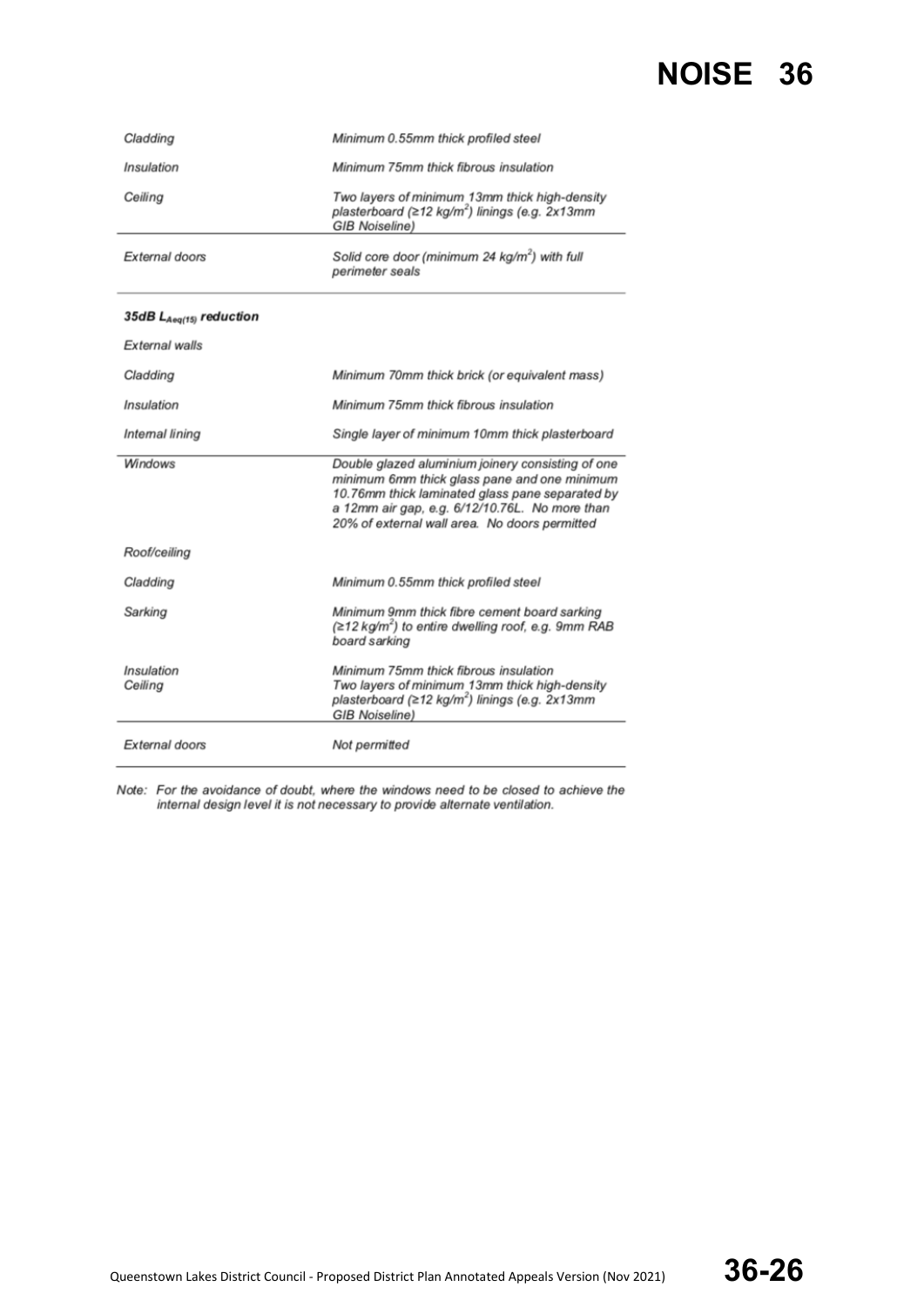| | |
|---|---|
| *Cladding* | *Minimum 0.55mm thick profiled steel* |
| *Insulation* | *Minimum 75mm thick fibrous insulation* |
| *Ceiling* | *Two layers of minimum 13mm thick high-density plasterboard (≥12 kg/m²) linings (e.g. 2x13mm GIB Noiseline)* |
| *External doors* | *Solid core door (minimum 24 kg/m²) with full perimeter seals* |
| ***35dB $L_{Aeq(15)}$ reduction*** | |
| *External walls* | |
| *Cladding* | *Minimum 70mm thick brick (or equivalent mass)* |
| *Insulation* | *Minimum 75mm thick fibrous insulation* |
| *Internal lining* | *Single layer of minimum 10mm thick plasterboard* |
| *Windows* | *Double glazed aluminium joinery consisting of one minimum 6mm thick glass pane and one minimum 10.76mm thick laminated glass pane separated by a 12mm air gap, e.g. 6/12/10.76L. No more than 20% of external wall area. No doors permitted* |
| *Roof/ceiling* | |
| *Cladding* | *Minimum 0.55mm thick profiled steel* |
| *Sarking* | *Minimum 9mm thick fibre cement board sarking (≥12 kg/m²) to entire dwelling roof, e.g. 9mm RAB board sarking* |
| *Insulation* | *Minimum 75mm thick fibrous insulation* |
| *Ceiling* | *Two layers of minimum 13mm thick high-density plasterboard (≥12 kg/m²) linings (e.g. 2x13mm GIB Noiseline)* |
| *External doors* | *Not permitted* |

*Note: For the avoidance of doubt, where the windows need to be closed to achieve the internal design level it is not necessary to provide alternate ventilation.*